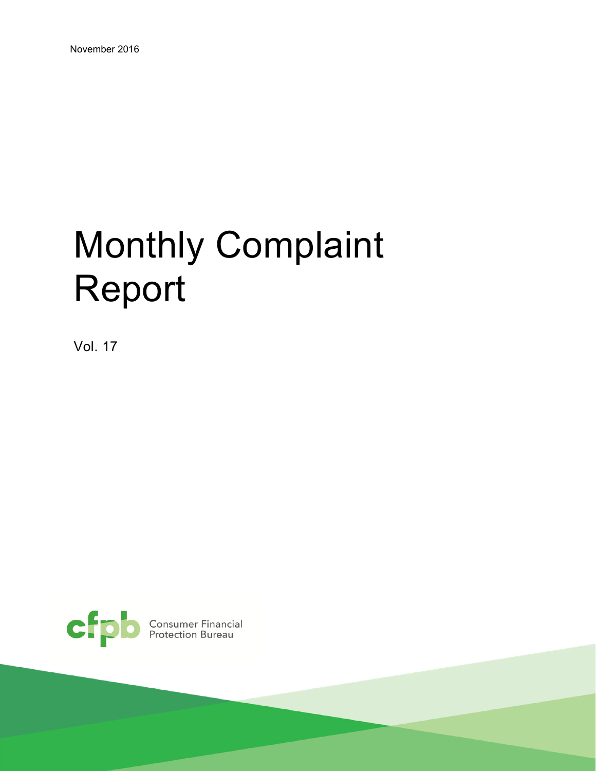November 2016

# Monthly Complaint Report

Vol. 17

cfpb Consumer Financial Protection Bureau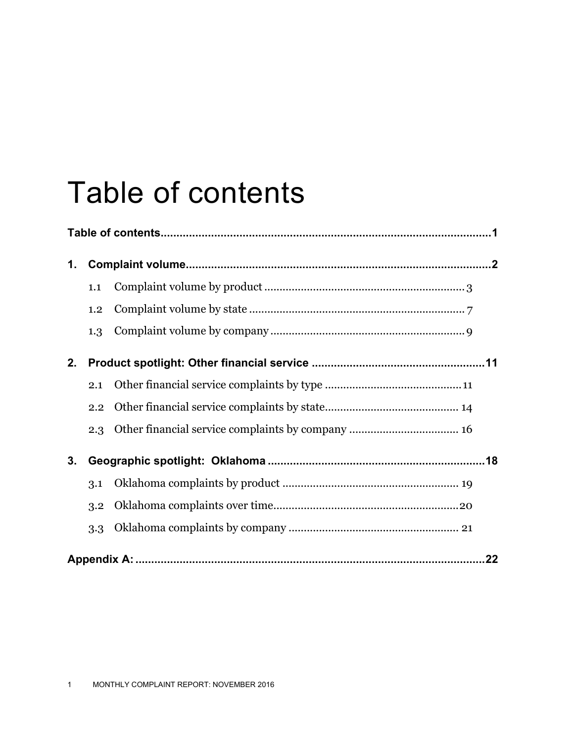# Table of contents

**Table of contents.....1**

**1. Complaint volume.....2**

- 1.1 Complaint volume by product.....3
- 1.2 Complaint volume by state.....7
- 1.3 Complaint volume by company.....9

**2. Product spotlight: Other financial service.....11**

- 2.1 Other financial service complaints by type.....11
- 2.2 Other financial service complaints by state.....14
- 2.3 Other financial service complaints by company.....16

**3. Geographic spotlight: Oklahoma.....18**

- 3.1 Oklahoma complaints by product.....19
- 3.2 Oklahoma complaints over time.....20
- 3.3 Oklahoma complaints by company.....21

**Appendix A:.....22**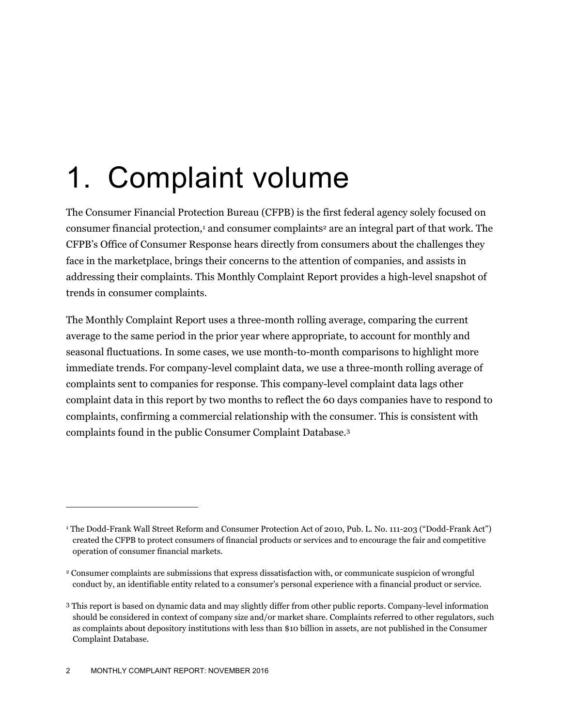# 1. Complaint volume

The Consumer Financial Protection Bureau (CFPB) is the first federal agency solely focused on consumer financial protection,[1] and consumer complaints[2] are an integral part of that work. The CFPB's Office of Consumer Response hears directly from consumers about the challenges they face in the marketplace, brings their concerns to the attention of companies, and assists in addressing their complaints. This Monthly Complaint Report provides a high-level snapshot of trends in consumer complaints.

The Monthly Complaint Report uses a three-month rolling average, comparing the current average to the same period in the prior year where appropriate, to account for monthly and seasonal fluctuations. In some cases, we use month-to-month comparisons to highlight more immediate trends. For company-level complaint data, we use a three-month rolling average of complaints sent to companies for response. This company-level complaint data lags other complaint data in this report by two months to reflect the 60 days companies have to respond to complaints, confirming a commercial relationship with the consumer. This is consistent with complaints found in the public Consumer Complaint Database.[3]

---

[1] The Dodd-Frank Wall Street Reform and Consumer Protection Act of 2010, Pub. L. No. 111-203 ("Dodd-Frank Act") created the CFPB to protect consumers of financial products or services and to encourage the fair and competitive operation of consumer financial markets.

[2] Consumer complaints are submissions that express dissatisfaction with, or communicate suspicion of wrongful conduct by, an identifiable entity related to a consumer's personal experience with a financial product or service.

[3] This report is based on dynamic data and may slightly differ from other public reports. Company-level information should be considered in context of company size and/or market share. Complaints referred to other regulators, such as complaints about depository institutions with less than $10 billion in assets, are not published in the Consumer Complaint Database.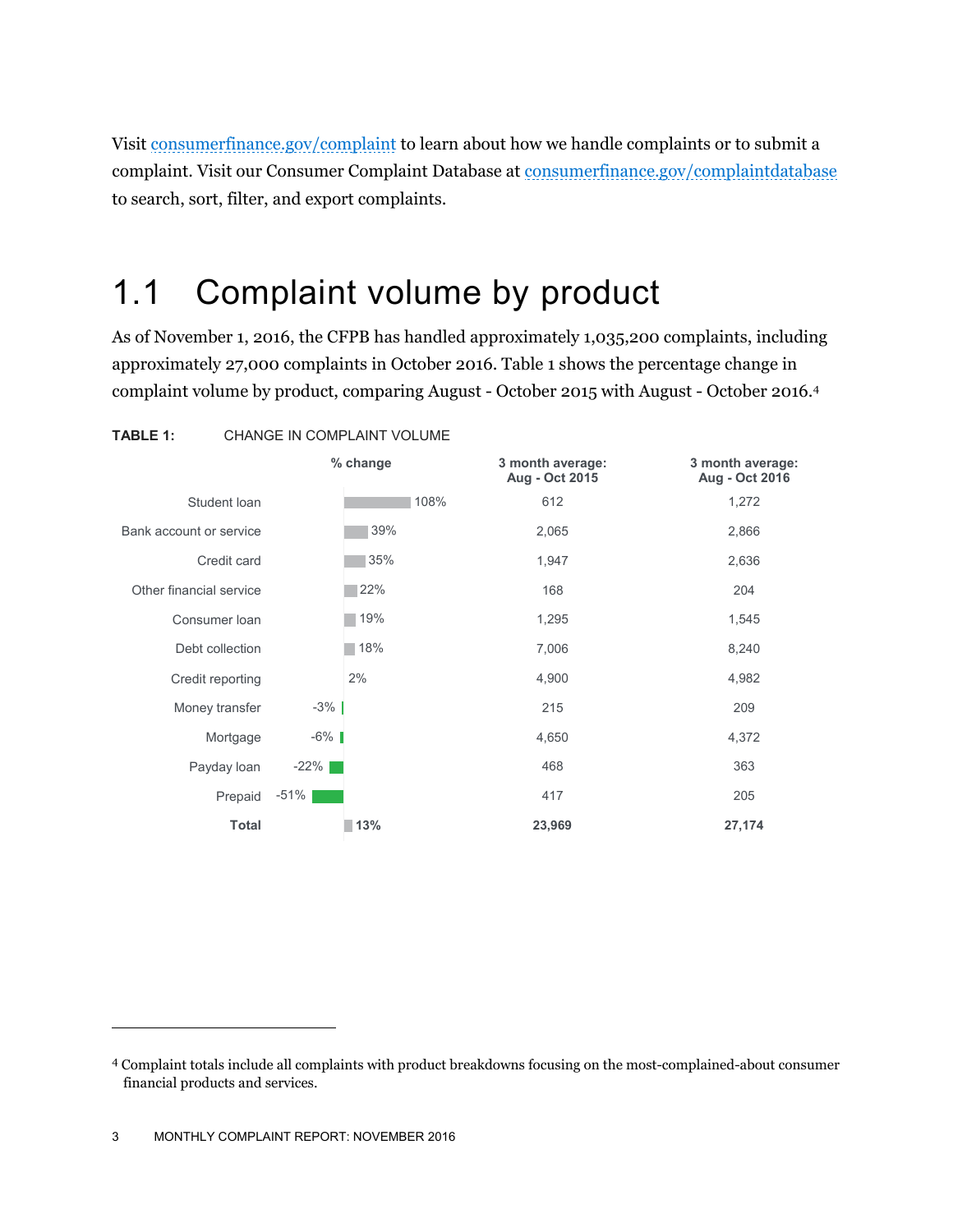Visit [consumerfinance.gov/complaint](consumerfinance.gov/complaint) to learn about how we handle complaints or to submit a complaint. Visit our Consumer Complaint Database at [consumerfinance.gov/complaintdatabase](consumerfinance.gov/complaintdatabase) to search, sort, filter, and export complaints.

## 1.1 Complaint volume by product

As of November 1, 2016, the CFPB has handled approximately 1,035,200 complaints, including approximately 27,000 complaints in October 2016. Table 1 shows the percentage change in complaint volume by product, comparing August - October 2015 with August - October 2016.[4]

**TABLE 1:** CHANGE IN COMPLAINT VOLUME

| | % change | 3 month average: Aug - Oct 2015 | 3 month average: Aug - Oct 2016 |
|---|---|---|---|
| Student loan | 108% | 612 | 1,272 |
| Bank account or service | 39% | 2,065 | 2,866 |
| Credit card | 35% | 1,947 | 2,636 |
| Other financial service | 22% | 168 | 204 |
| Consumer loan | 19% | 1,295 | 1,545 |
| Debt collection | 18% | 7,006 | 8,240 |
| Credit reporting | 2% | 4,900 | 4,982 |
| Money transfer | -3% | 215 | 209 |
| Mortgage | -6% | 4,650 | 4,372 |
| Payday loan | -22% | 468 | 363 |
| Prepaid | -51% | 417 | 205 |
| **Total** | **13%** | **23,969** | **27,174** |

[4] Complaint totals include all complaints with product breakdowns focusing on the most-complained-about consumer financial products and services.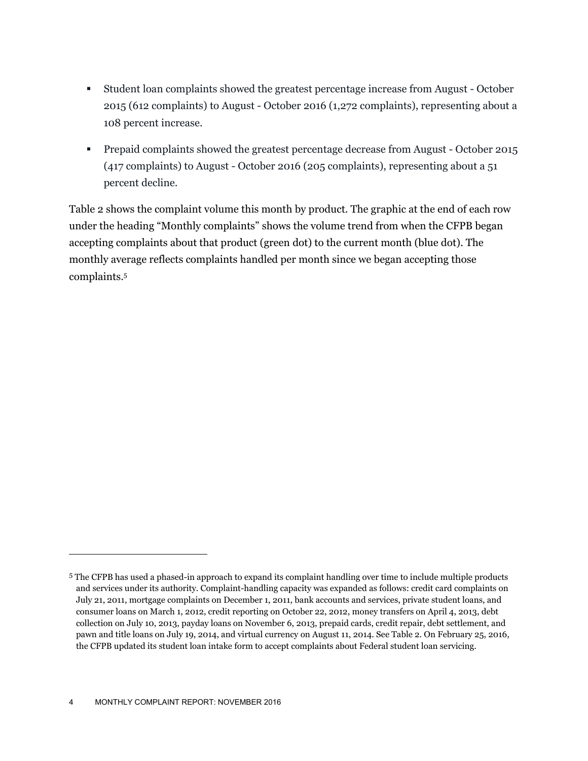- Student loan complaints showed the greatest percentage increase from August - October 2015 (612 complaints) to August - October 2016 (1,272 complaints), representing about a 108 percent increase.
- Prepaid complaints showed the greatest percentage decrease from August - October 2015 (417 complaints) to August - October 2016 (205 complaints), representing about a 51 percent decline.

Table 2 shows the complaint volume this month by product. The graphic at the end of each row under the heading "Monthly complaints" shows the volume trend from when the CFPB began accepting complaints about that product (green dot) to the current month (blue dot). The monthly average reflects complaints handled per month since we began accepting those complaints.[5]

---

[5] The CFPB has used a phased-in approach to expand its complaint handling over time to include multiple products and services under its authority. Complaint-handling capacity was expanded as follows: credit card complaints on July 21, 2011, mortgage complaints on December 1, 2011, bank accounts and services, private student loans, and consumer loans on March 1, 2012, credit reporting on October 22, 2012, money transfers on April 4, 2013, debt collection on July 10, 2013, payday loans on November 6, 2013, prepaid cards, credit repair, debt settlement, and pawn and title loans on July 19, 2014, and virtual currency on August 11, 2014. See Table 2. On February 25, 2016, the CFPB updated its student loan intake form to accept complaints about Federal student loan servicing.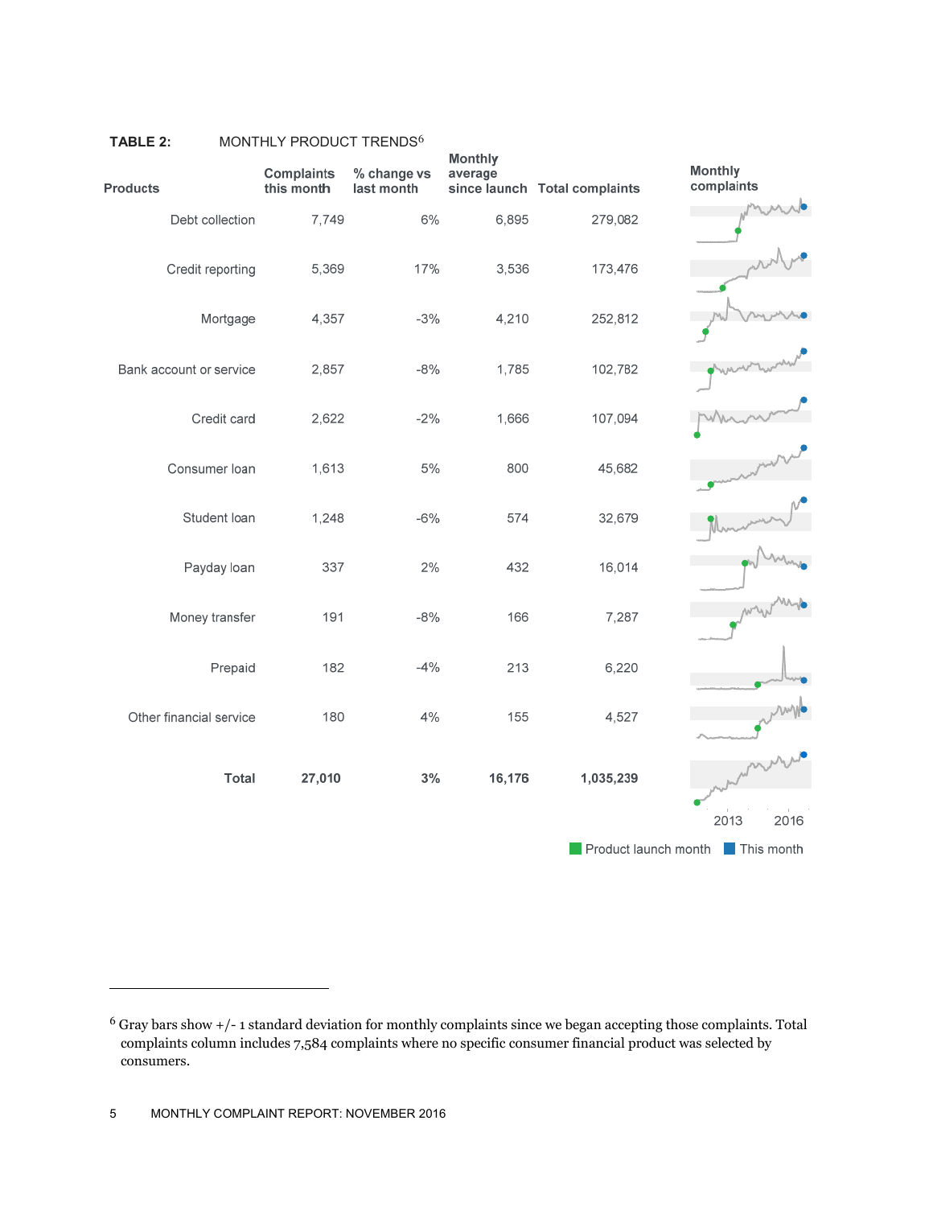**TABLE 2:** MONTHLY PRODUCT TRENDS[6]

| Products | Complaints this month | % change vs last month | Monthly average since launch | Total complaints | Monthly complaints |
|---|---|---|---|---|---|
| Debt collection | 7,749 | 6% | 6,895 | 279,082 | |
| Credit reporting | 5,369 | 17% | 3,536 | 173,476 | |
| Mortgage | 4,357 | -3% | 4,210 | 252,812 | |
| Bank account or service | 2,857 | -8% | 1,785 | 102,782 | |
| Credit card | 2,622 | -2% | 1,666 | 107,094 | |
| Consumer loan | 1,613 | 5% | 800 | 45,682 | |
| Student loan | 1,248 | -6% | 574 | 32,679 | |
| Payday loan | 337 | 2% | 432 | 16,014 | |
| Money transfer | 191 | -8% | 166 | 7,287 | |
| Prepaid | 182 | -4% | 213 | 6,220 | |
| Other financial service | 180 | 4% | 155 | 4,527 | |
| **Total** | **27,010** | **3%** | **16,176** | **1,035,239** | |

2013 2016

Product launch month This month

---

[6] Gray bars show +/- 1 standard deviation for monthly complaints since we began accepting those complaints. Total complaints column includes 7,584 complaints where no specific consumer financial product was selected by consumers.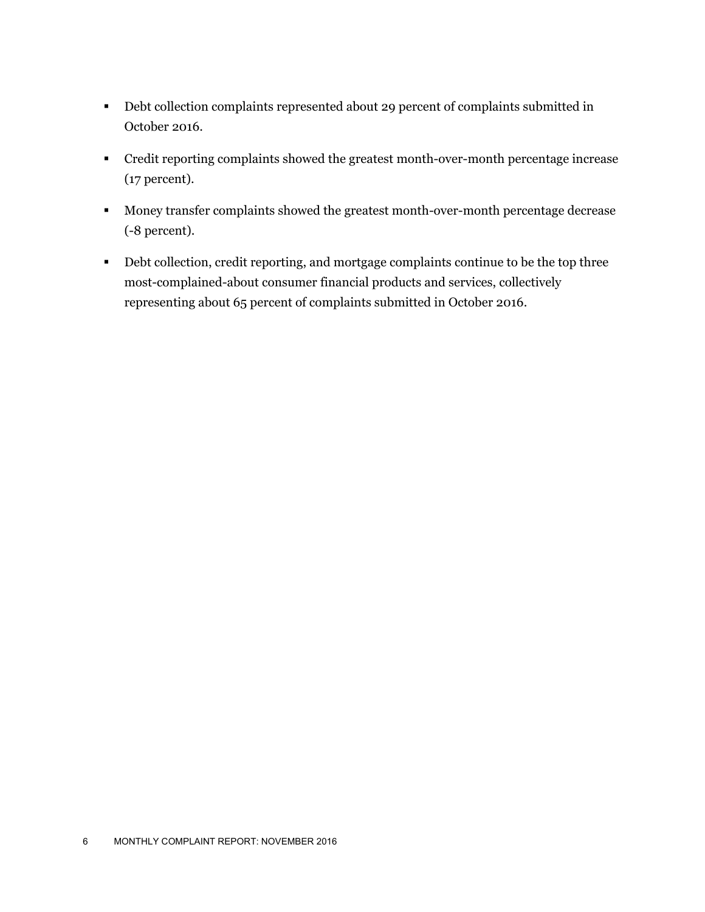- Debt collection complaints represented about 29 percent of complaints submitted in October 2016.
- Credit reporting complaints showed the greatest month-over-month percentage increase (17 percent).
- Money transfer complaints showed the greatest month-over-month percentage decrease (-8 percent).
- Debt collection, credit reporting, and mortgage complaints continue to be the top three most-complained-about consumer financial products and services, collectively representing about 65 percent of complaints submitted in October 2016.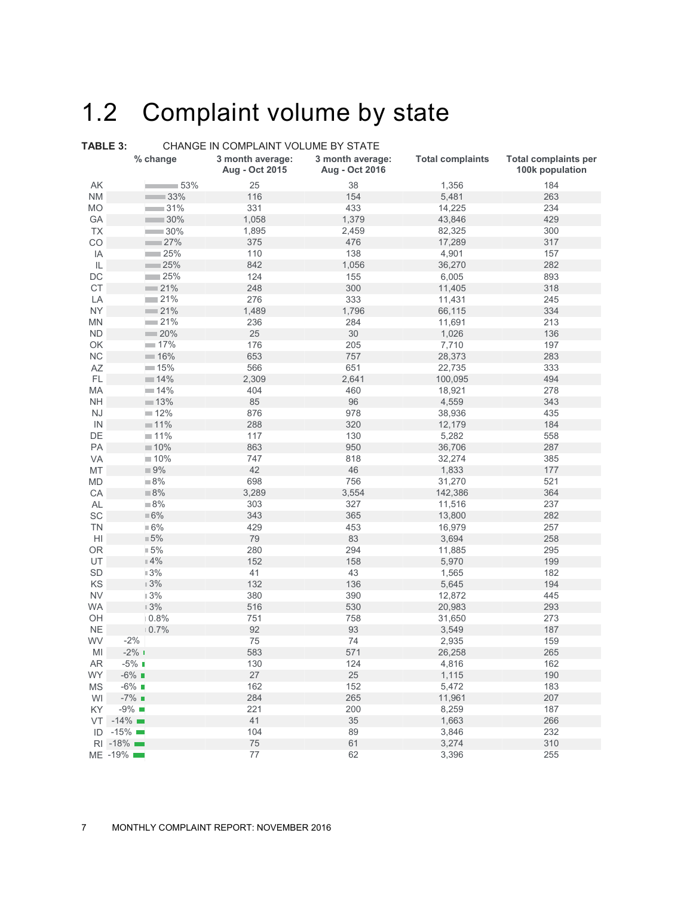# 1.2 Complaint volume by state

**TABLE 3:** CHANGE IN COMPLAINT VOLUME BY STATE

| | % change | 3 month average: Aug - Oct 2015 | 3 month average: Aug - Oct 2016 | Total complaints | Total complaints per 100k population |
|---|---|---|---|---|---|
| AK | 53% | 25 | 38 | 1,356 | 184 |
| NM | 33% | 116 | 154 | 5,481 | 263 |
| MO | 31% | 331 | 433 | 14,225 | 234 |
| GA | 30% | 1,058 | 1,379 | 43,846 | 429 |
| TX | 30% | 1,895 | 2,459 | 82,325 | 300 |
| CO | 27% | 375 | 476 | 17,289 | 317 |
| IA | 25% | 110 | 138 | 4,901 | 157 |
| IL | 25% | 842 | 1,056 | 36,270 | 282 |
| DC | 25% | 124 | 155 | 6,005 | 893 |
| CT | 21% | 248 | 300 | 11,405 | 318 |
| LA | 21% | 276 | 333 | 11,431 | 245 |
| NY | 21% | 1,489 | 1,796 | 66,115 | 334 |
| MN | 21% | 236 | 284 | 11,691 | 213 |
| ND | 20% | 25 | 30 | 1,026 | 136 |
| OK | 17% | 176 | 205 | 7,710 | 197 |
| NC | 16% | 653 | 757 | 28,373 | 283 |
| AZ | 15% | 566 | 651 | 22,735 | 333 |
| FL | 14% | 2,309 | 2,641 | 100,095 | 494 |
| MA | 14% | 404 | 460 | 18,921 | 278 |
| NH | 13% | 85 | 96 | 4,559 | 343 |
| NJ | 12% | 876 | 978 | 38,936 | 435 |
| IN | 11% | 288 | 320 | 12,179 | 184 |
| DE | 11% | 117 | 130 | 5,282 | 558 |
| PA | 10% | 863 | 950 | 36,706 | 287 |
| VA | 10% | 747 | 818 | 32,274 | 385 |
| MT | 9% | 42 | 46 | 1,833 | 177 |
| MD | 8% | 698 | 756 | 31,270 | 521 |
| CA | 8% | 3,289 | 3,554 | 142,386 | 364 |
| AL | 8% | 303 | 327 | 11,516 | 237 |
| SC | 6% | 343 | 365 | 13,800 | 282 |
| TN | 6% | 429 | 453 | 16,979 | 257 |
| HI | 5% | 79 | 83 | 3,694 | 258 |
| OR | 5% | 280 | 294 | 11,885 | 295 |
| UT | 4% | 152 | 158 | 5,970 | 199 |
| SD | 3% | 41 | 43 | 1,565 | 182 |
| KS | 3% | 132 | 136 | 5,645 | 194 |
| NV | 3% | 380 | 390 | 12,872 | 445 |
| WA | 3% | 516 | 530 | 20,983 | 293 |
| OH | 0.8% | 751 | 758 | 31,650 | 273 |
| NE | 0.7% | 92 | 93 | 3,549 | 187 |
| WV | -2% | 75 | 74 | 2,935 | 159 |
| MI | -2% | 583 | 571 | 26,258 | 265 |
| AR | -5% | 130 | 124 | 4,816 | 162 |
| WY | -6% | 27 | 25 | 1,115 | 190 |
| MS | -6% | 162 | 152 | 5,472 | 183 |
| WI | -7% | 284 | 265 | 11,961 | 207 |
| KY | -9% | 221 | 200 | 8,259 | 187 |
| VT | -14% | 41 | 35 | 1,663 | 266 |
| ID | -15% | 104 | 89 | 3,846 | 232 |
| RI | -18% | 75 | 61 | 3,274 | 310 |
| ME | -19% | 77 | 62 | 3,396 | 255 |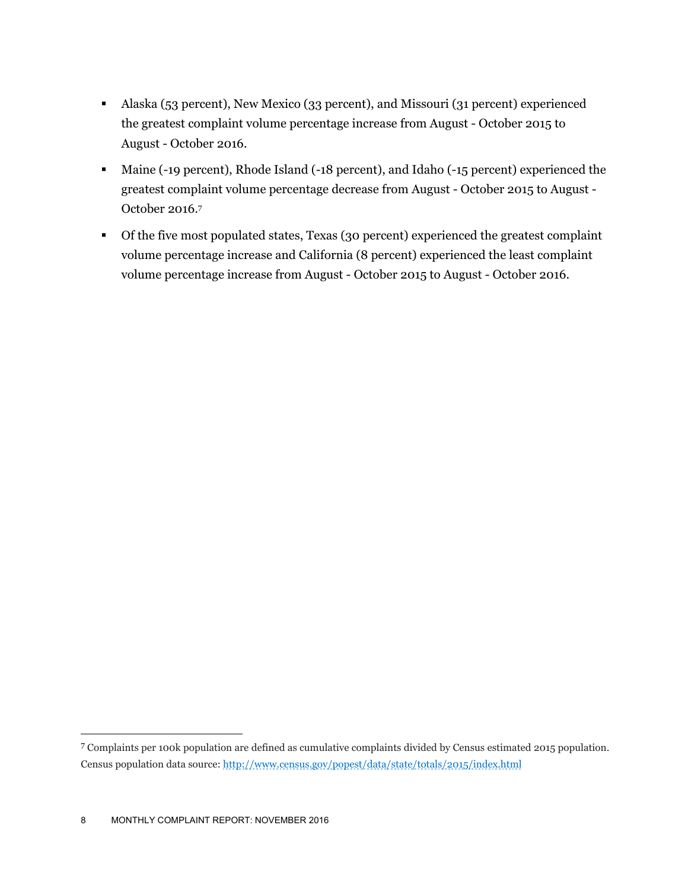- Alaska (53 percent), New Mexico (33 percent), and Missouri (31 percent) experienced the greatest complaint volume percentage increase from August - October 2015 to August - October 2016.
- Maine (-19 percent), Rhode Island (-18 percent), and Idaho (-15 percent) experienced the greatest complaint volume percentage decrease from August - October 2015 to August - October 2016.[7]
- Of the five most populated states, Texas (30 percent) experienced the greatest complaint volume percentage increase and California (8 percent) experienced the least complaint volume percentage increase from August - October 2015 to August - October 2016.

[7] Complaints per 100k population are defined as cumulative complaints divided by Census estimated 2015 population. Census population data source: http://www.census.gov/popest/data/state/totals/2015/index.html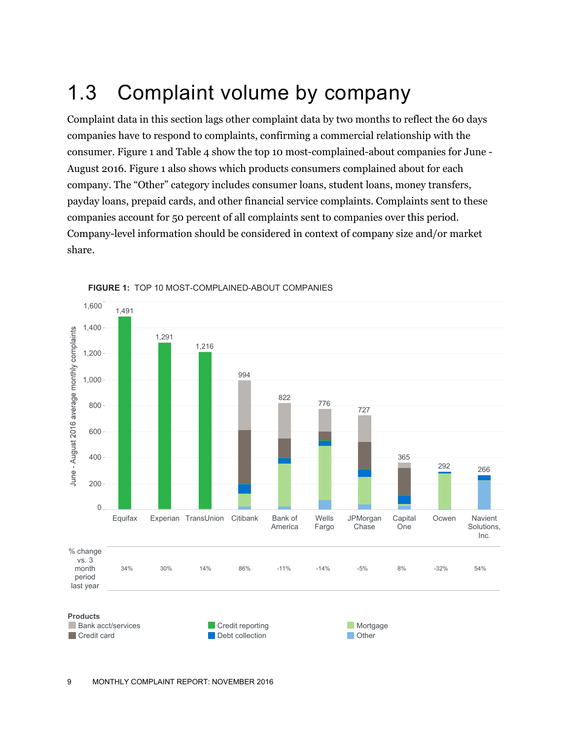# 1.3 Complaint volume by company

Complaint data in this section lags other complaint data by two months to reflect the 60 days companies have to respond to complaints, confirming a commercial relationship with the consumer. Figure 1 and Table 4 show the top 10 most-complained-about companies for June - August 2016. Figure 1 also shows which products consumers complained about for each company. The "Other" category includes consumer loans, student loans, money transfers, payday loans, prepaid cards, and other financial service complaints. Complaints sent to these companies account for 50 percent of all complaints sent to companies over this period. Company-level information should be considered in context of company size and/or market share.

**FIGURE 1:** TOP 10 MOST-COMPLAINED-ABOUT COMPANIES

| Company | June - August 2016 average monthly complaints | % change vs. 3 month period last year |
|---|---|---|
| Equifax | 1,491 | 34% |
| Experian | 1,291 | 30% |
| TransUnion | 1,216 | 14% |
| Citibank | 994 | 86% |
| Bank of America | 822 | -11% |
| Wells Fargo | 776 | -14% |
| JPMorgan Chase | 727 | -5% |
| Capital One | 365 | 8% |
| Ocwen | 292 | -32% |
| Navient Solutions, Inc. | 266 | 54% |

**Products:** Bank acct/services, Credit card, Credit reporting, Debt collection, Mortgage, Other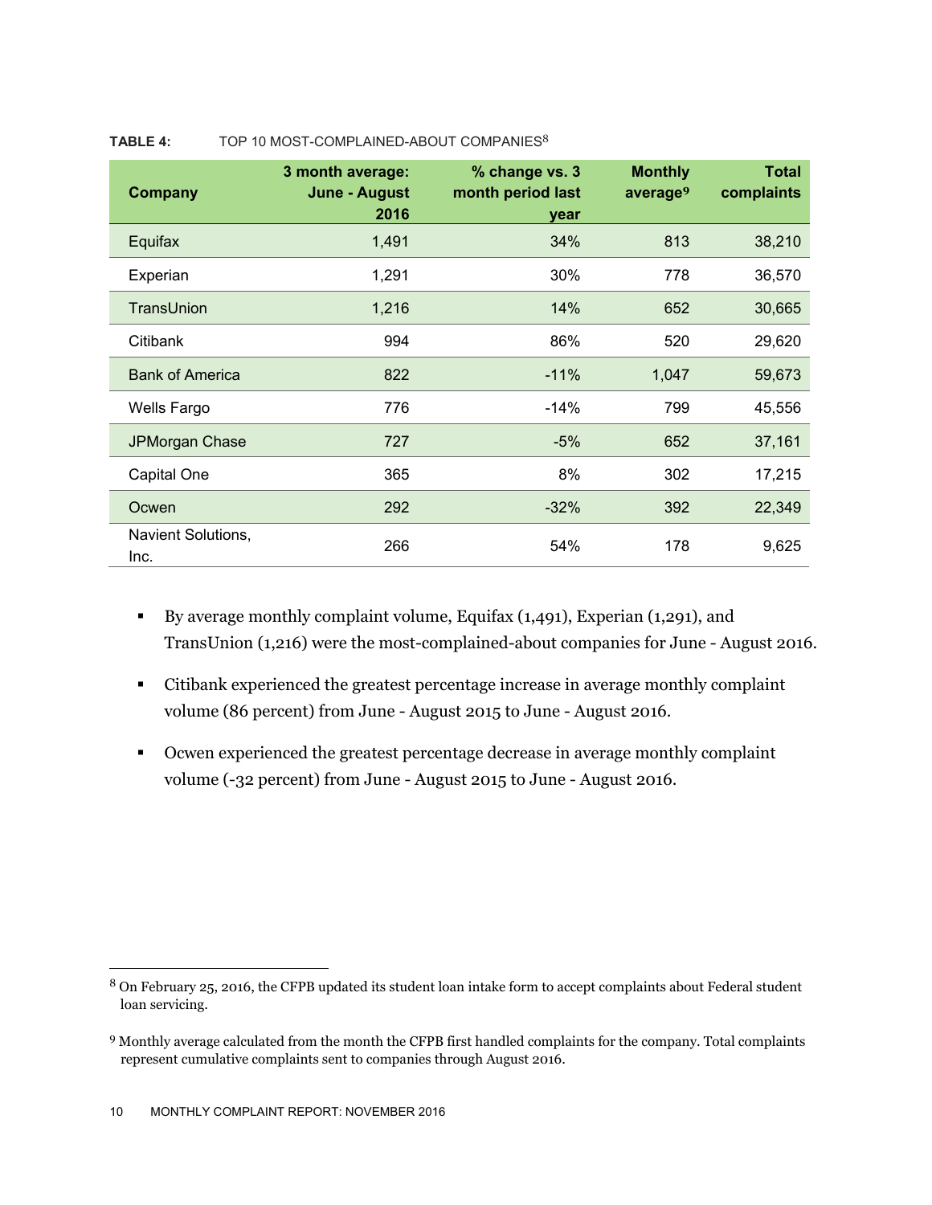**TABLE 4:** TOP 10 MOST-COMPLAINED-ABOUT COMPANIES[8]

| Company | 3 month average: June - August 2016 | % change vs. 3 month period last year | Monthly average[9] | Total complaints |
|---|---|---|---|---|
| Equifax | 1,491 | 34% | 813 | 38,210 |
| Experian | 1,291 | 30% | 778 | 36,570 |
| TransUnion | 1,216 | 14% | 652 | 30,665 |
| Citibank | 994 | 86% | 520 | 29,620 |
| Bank of America | 822 | -11% | 1,047 | 59,673 |
| Wells Fargo | 776 | -14% | 799 | 45,556 |
| JPMorgan Chase | 727 | -5% | 652 | 37,161 |
| Capital One | 365 | 8% | 302 | 17,215 |
| Ocwen | 292 | -32% | 392 | 22,349 |
| Navient Solutions, Inc. | 266 | 54% | 178 | 9,625 |

- By average monthly complaint volume, Equifax (1,491), Experian (1,291), and TransUnion (1,216) were the most-complained-about companies for June - August 2016.
- Citibank experienced the greatest percentage increase in average monthly complaint volume (86 percent) from June - August 2015 to June - August 2016.
- Ocwen experienced the greatest percentage decrease in average monthly complaint volume (-32 percent) from June - August 2015 to June - August 2016.

[8] On February 25, 2016, the CFPB updated its student loan intake form to accept complaints about Federal student loan servicing.

[9] Monthly average calculated from the month the CFPB first handled complaints for the company. Total complaints represent cumulative complaints sent to companies through August 2016.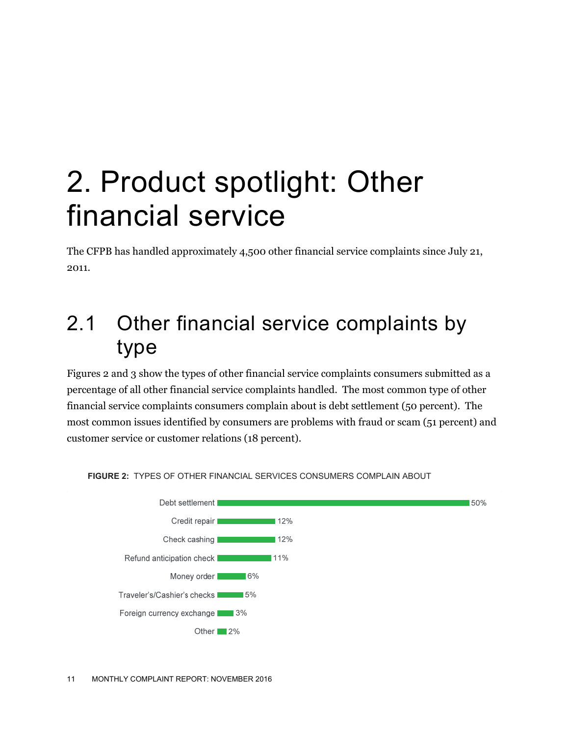// No images detected; figure is a bar chart rendered as vector. Represent data as table? Keep as text.
# 2. Product spotlight: Other financial service

The CFPB has handled approximately 4,500 other financial service complaints since July 21, 2011.

## 2.1 Other financial service complaints by type

Figures 2 and 3 show the types of other financial service complaints consumers submitted as a percentage of all other financial service complaints handled. The most common type of other financial service complaints consumers complain about is debt settlement (50 percent). The most common issues identified by consumers are problems with fraud or scam (51 percent) and customer service or customer relations (18 percent).

**FIGURE 2:** TYPES OF OTHER FINANCIAL SERVICES CONSUMERS COMPLAIN ABOUT

| Type | Percent |
| --- | --- |
| Debt settlement | 50% |
| Credit repair | 12% |
| Check cashing | 12% |
| Refund anticipation check | 11% |
| Money order | 6% |
| Traveler's/Cashier's checks | 5% |
| Foreign currency exchange | 3% |
| Other | 2% |

# 2. Product spotlight: Other financial service

The CFPB has handled approximately 4,500 other financial service complaints since July 21, 2011.

## 2.1 Other financial service complaints by type

Figures 2 and 3 show the types of other financial service complaints consumers submitted as a percentage of all other financial service complaints handled. The most common type of other financial service complaints consumers complain about is debt settlement (50 percent). The most common issues identified by consumers are problems with fraud or scam (51 percent) and customer service or customer relations (18 percent).

**FIGURE 2:** TYPES OF OTHER FINANCIAL SERVICES CONSUMERS COMPLAIN ABOUT

| Type | Percent |
| --- | --- |
| Debt settlement | 50% |
| Credit repair | 12% |
| Check cashing | 12% |
| Refund anticipation check | 11% |
| Money order | 6% |
| Traveler's/Cashier's checks | 5% |
| Foreign currency exchange | 3% |
| Other | 2% |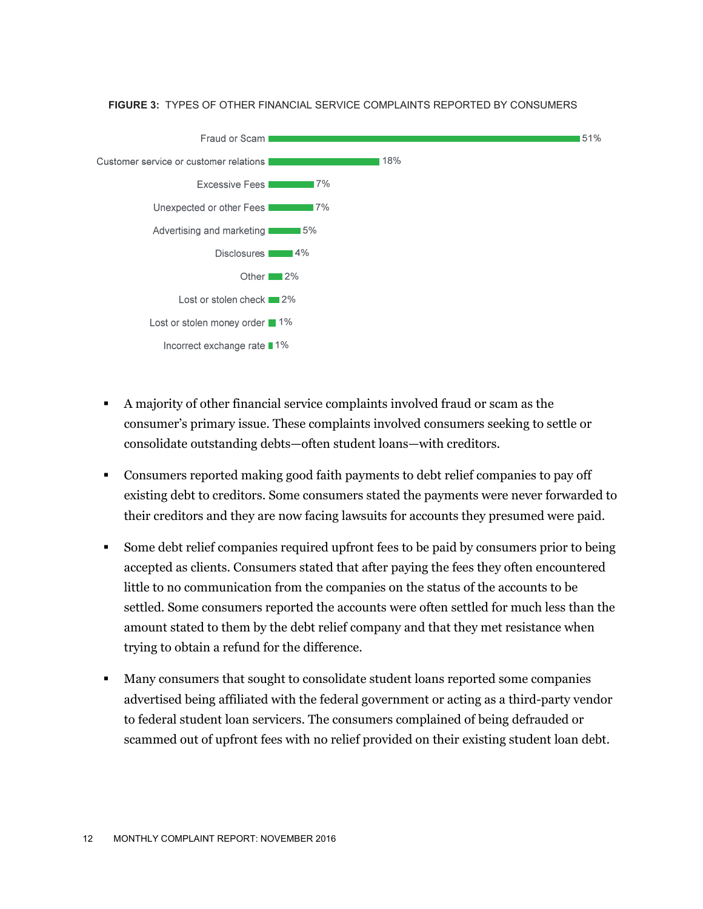**FIGURE 3:** TYPES OF OTHER FINANCIAL SERVICE COMPLAINTS REPORTED BY CONSUMERS

| Type | Percent |
| --- | --- |
| Fraud or Scam | 51% |
| Customer service or customer relations | 18% |
| Excessive Fees | 7% |
| Unexpected or other Fees | 7% |
| Advertising and marketing | 5% |
| Disclosures | 4% |
| Other | 2% |
| Lost or stolen check | 2% |
| Lost or stolen money order | 1% |
| Incorrect exchange rate | 1% |

- A majority of other financial service complaints involved fraud or scam as the consumer's primary issue. These complaints involved consumers seeking to settle or consolidate outstanding debts—often student loans—with creditors.
- Consumers reported making good faith payments to debt relief companies to pay off existing debt to creditors. Some consumers stated the payments were never forwarded to their creditors and they are now facing lawsuits for accounts they presumed were paid.
- Some debt relief companies required upfront fees to be paid by consumers prior to being accepted as clients. Consumers stated that after paying the fees they often encountered little to no communication from the companies on the status of the accounts to be settled. Some consumers reported the accounts were often settled for much less than the amount stated to them by the debt relief company and that they met resistance when trying to obtain a refund for the difference.
- Many consumers that sought to consolidate student loans reported some companies advertised being affiliated with the federal government or acting as a third-party vendor to federal student loan servicers. The consumers complained of being defrauded or scammed out of upfront fees with no relief provided on their existing student loan debt.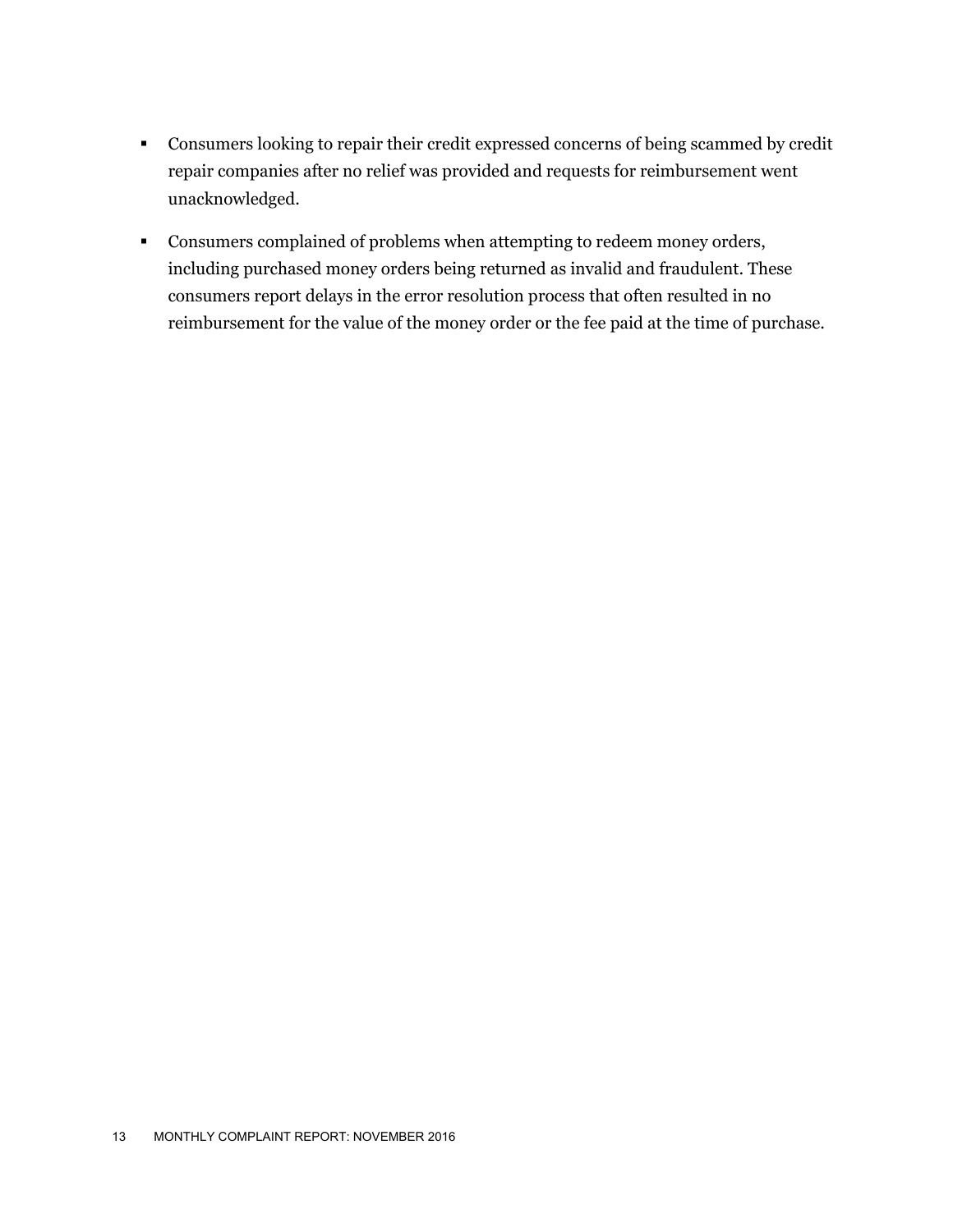- Consumers looking to repair their credit expressed concerns of being scammed by credit repair companies after no relief was provided and requests for reimbursement went unacknowledged.
- Consumers complained of problems when attempting to redeem money orders, including purchased money orders being returned as invalid and fraudulent. These consumers report delays in the error resolution process that often resulted in no reimbursement for the value of the money order or the fee paid at the time of purchase.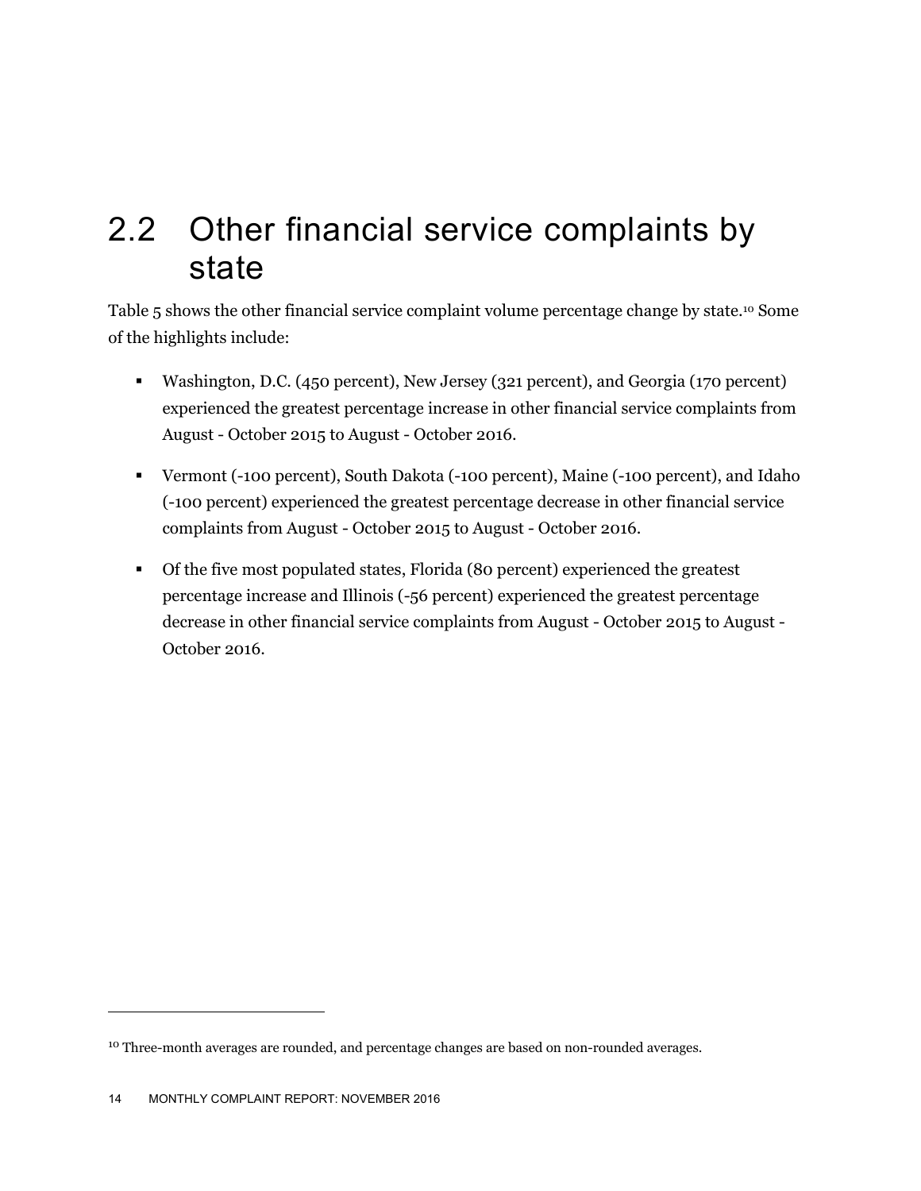## 2.2 Other financial service complaints by state

Table 5 shows the other financial service complaint volume percentage change by state.[10] Some of the highlights include:

- Washington, D.C. (450 percent), New Jersey (321 percent), and Georgia (170 percent) experienced the greatest percentage increase in other financial service complaints from August - October 2015 to August - October 2016.
- Vermont (-100 percent), South Dakota (-100 percent), Maine (-100 percent), and Idaho (-100 percent) experienced the greatest percentage decrease in other financial service complaints from August - October 2015 to August - October 2016.
- Of the five most populated states, Florida (80 percent) experienced the greatest percentage increase and Illinois (-56 percent) experienced the greatest percentage decrease in other financial service complaints from August - October 2015 to August - October 2016.

[10] Three-month averages are rounded, and percentage changes are based on non-rounded averages.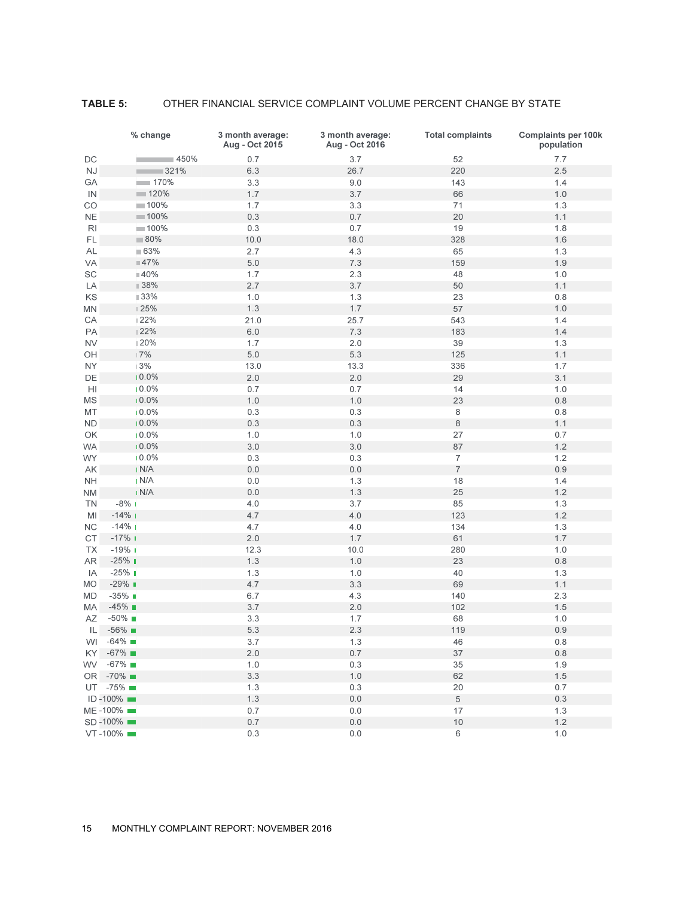**TABLE 5:** OTHER FINANCIAL SERVICE COMPLAINT VOLUME PERCENT CHANGE BY STATE

| | % change | 3 month average: Aug - Oct 2015 | 3 month average: Aug - Oct 2016 | Total complaints | Complaints per 100k population |
|---|---|---|---|---|---|
| DC | 450% | 0.7 | 3.7 | 52 | 7.7 |
| NJ | 321% | 6.3 | 26.7 | 220 | 2.5 |
| GA | 170% | 3.3 | 9.0 | 143 | 1.4 |
| IN | 120% | 1.7 | 3.7 | 66 | 1.0 |
| CO | 100% | 1.7 | 3.3 | 71 | 1.3 |
| NE | 100% | 0.3 | 0.7 | 20 | 1.1 |
| RI | 100% | 0.3 | 0.7 | 19 | 1.8 |
| FL | 80% | 10.0 | 18.0 | 328 | 1.6 |
| AL | 63% | 2.7 | 4.3 | 65 | 1.3 |
| VA | 47% | 5.0 | 7.3 | 159 | 1.9 |
| SC | 40% | 1.7 | 2.3 | 48 | 1.0 |
| LA | 38% | 2.7 | 3.7 | 50 | 1.1 |
| KS | 33% | 1.0 | 1.3 | 23 | 0.8 |
| MN | 25% | 1.3 | 1.7 | 57 | 1.0 |
| CA | 22% | 21.0 | 25.7 | 543 | 1.4 |
| PA | 22% | 6.0 | 7.3 | 183 | 1.4 |
| NV | 20% | 1.7 | 2.0 | 39 | 1.3 |
| OH | 7% | 5.0 | 5.3 | 125 | 1.1 |
| NY | 3% | 13.0 | 13.3 | 336 | 1.7 |
| DE | 0.0% | 2.0 | 2.0 | 29 | 3.1 |
| HI | 0.0% | 0.7 | 0.7 | 14 | 1.0 |
| MS | 0.0% | 1.0 | 1.0 | 23 | 0.8 |
| MT | 0.0% | 0.3 | 0.3 | 8 | 0.8 |
| ND | 0.0% | 0.3 | 0.3 | 8 | 1.1 |
| OK | 0.0% | 1.0 | 1.0 | 27 | 0.7 |
| WA | 0.0% | 3.0 | 3.0 | 87 | 1.2 |
| WY | 0.0% | 0.3 | 0.3 | 7 | 1.2 |
| AK | N/A | 0.0 | 0.0 | 7 | 0.9 |
| NH | N/A | 0.0 | 1.3 | 18 | 1.4 |
| NM | N/A | 0.0 | 1.3 | 25 | 1.2 |
| TN | -8% | 4.0 | 3.7 | 85 | 1.3 |
| MI | -14% | 4.7 | 4.0 | 123 | 1.2 |
| NC | -14% | 4.7 | 4.0 | 134 | 1.3 |
| CT | -17% | 2.0 | 1.7 | 61 | 1.7 |
| TX | -19% | 12.3 | 10.0 | 280 | 1.0 |
| AR | -25% | 1.3 | 1.0 | 23 | 0.8 |
| IA | -25% | 1.3 | 1.0 | 40 | 1.3 |
| MO | -29% | 4.7 | 3.3 | 69 | 1.1 |
| MD | -35% | 6.7 | 4.3 | 140 | 2.3 |
| MA | -45% | 3.7 | 2.0 | 102 | 1.5 |
| AZ | -50% | 3.3 | 1.7 | 68 | 1.0 |
| IL | -56% | 5.3 | 2.3 | 119 | 0.9 |
| WI | -64% | 3.7 | 1.3 | 46 | 0.8 |
| KY | -67% | 2.0 | 0.7 | 37 | 0.8 |
| WV | -67% | 1.0 | 0.3 | 35 | 1.9 |
| OR | -70% | 3.3 | 1.0 | 62 | 1.5 |
| UT | -75% | 1.3 | 0.3 | 20 | 0.7 |
| ID | -100% | 1.3 | 0.0 | 5 | 0.3 |
| ME | -100% | 0.7 | 0.0 | 17 | 1.3 |
| SD | -100% | 0.7 | 0.0 | 10 | 1.2 |
| VT | -100% | 0.3 | 0.0 | 6 | 1.0 |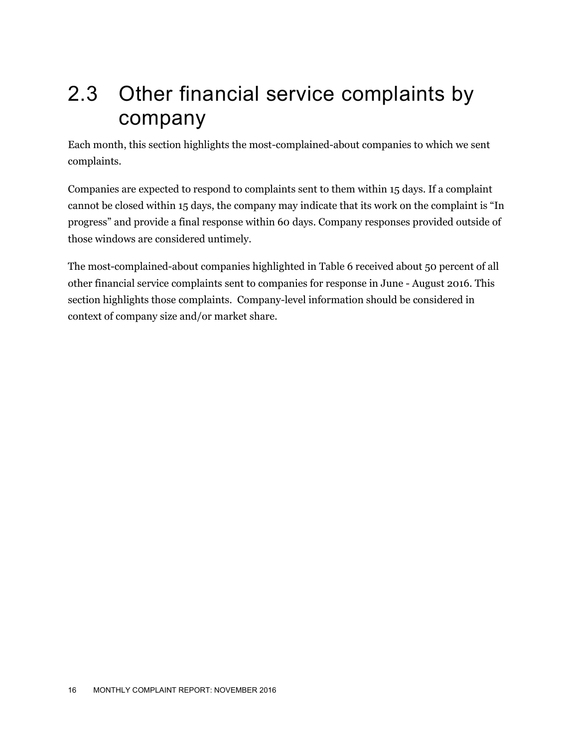## 2.3 Other financial service complaints by company

Each month, this section highlights the most-complained-about companies to which we sent complaints.

Companies are expected to respond to complaints sent to them within 15 days. If a complaint cannot be closed within 15 days, the company may indicate that its work on the complaint is "In progress" and provide a final response within 60 days. Company responses provided outside of those windows are considered untimely.

The most-complained-about companies highlighted in Table 6 received about 50 percent of all other financial service complaints sent to companies for response in June - August 2016. This section highlights those complaints. Company-level information should be considered in context of company size and/or market share.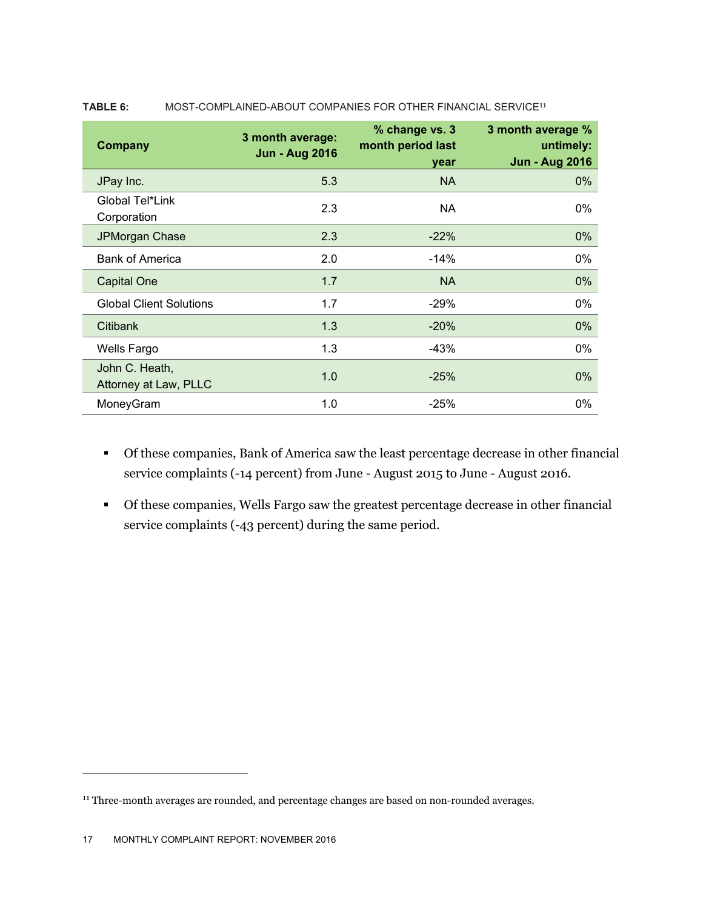**TABLE 6:** MOST-COMPLAINED-ABOUT COMPANIES FOR OTHER FINANCIAL SERVICE[11]

| Company | 3 month average: Jun - Aug 2016 | % change vs. 3 month period last year | 3 month average % untimely: Jun - Aug 2016 |
|---|---|---|---|
| JPay Inc. | 5.3 | NA | 0% |
| Global Tel*Link Corporation | 2.3 | NA | 0% |
| JPMorgan Chase | 2.3 | -22% | 0% |
| Bank of America | 2.0 | -14% | 0% |
| Capital One | 1.7 | NA | 0% |
| Global Client Solutions | 1.7 | -29% | 0% |
| Citibank | 1.3 | -20% | 0% |
| Wells Fargo | 1.3 | -43% | 0% |
| John C. Heath, Attorney at Law, PLLC | 1.0 | -25% | 0% |
| MoneyGram | 1.0 | -25% | 0% |

- Of these companies, Bank of America saw the least percentage decrease in other financial service complaints (-14 percent) from June - August 2015 to June - August 2016.
- Of these companies, Wells Fargo saw the greatest percentage decrease in other financial service complaints (-43 percent) during the same period.

[11] Three-month averages are rounded, and percentage changes are based on non-rounded averages.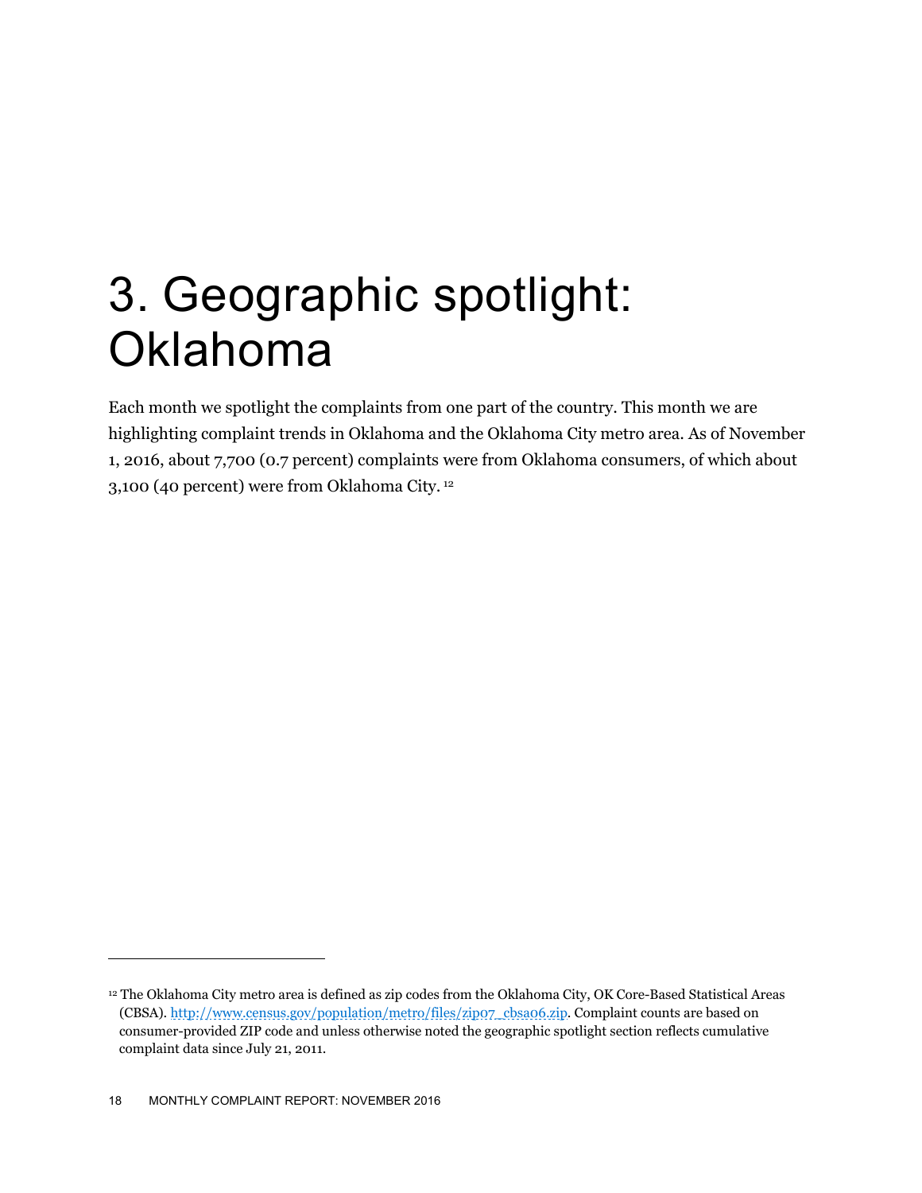# 3. Geographic spotlight: Oklahoma

Each month we spotlight the complaints from one part of the country. This month we are highlighting complaint trends in Oklahoma and the Oklahoma City metro area. As of November 1, 2016, about 7,700 (0.7 percent) complaints were from Oklahoma consumers, of which about 3,100 (40 percent) were from Oklahoma City. [12]

---

[12] The Oklahoma City metro area is defined as zip codes from the Oklahoma City, OK Core-Based Statistical Areas (CBSA). http://www.census.gov/population/metro/files/zip07_cbsa06.zip. Complaint counts are based on consumer-provided ZIP code and unless otherwise noted the geographic spotlight section reflects cumulative complaint data since July 21, 2011.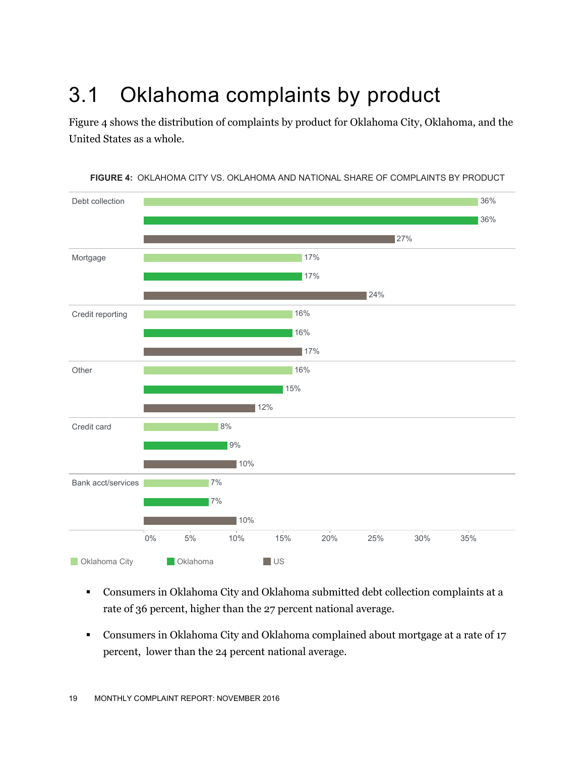# 3.1 Oklahoma complaints by product

Figure 4 shows the distribution of complaints by product for Oklahoma City, Oklahoma, and the United States as a whole.

**FIGURE 4:** OKLAHOMA CITY VS. OKLAHOMA AND NATIONAL SHARE OF COMPLAINTS BY PRODUCT

| Product | Oklahoma City | Oklahoma | US |
| --- | --- | --- | --- |
| Debt collection | 36% | 36% | 27% |
| Mortgage | 17% | 17% | 24% |
| Credit reporting | 16% | 16% | 17% |
| Other | 16% | 15% | 12% |
| Credit card | 8% | 9% | 10% |
| Bank acct/services | 7% | 7% | 10% |

- Consumers in Oklahoma City and Oklahoma submitted debt collection complaints at a rate of 36 percent, higher than the 27 percent national average.
- Consumers in Oklahoma City and Oklahoma complained about mortgage at a rate of 17 percent, lower than the 24 percent national average.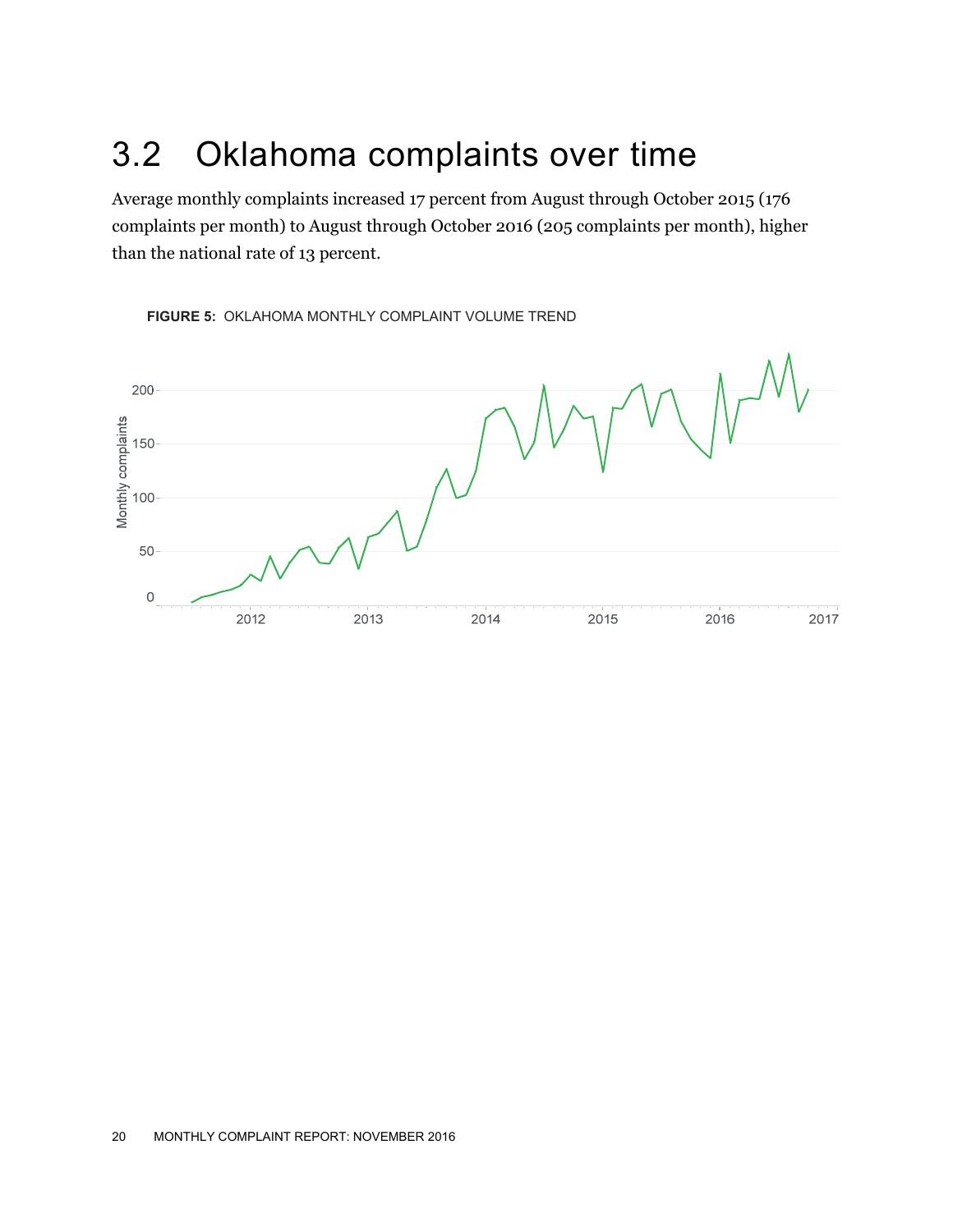## 3.2 Oklahoma complaints over time

Average monthly complaints increased 17 percent from August through October 2015 (176 complaints per month) to August through October 2016 (205 complaints per month), higher than the national rate of 13 percent.

**FIGURE 5:** OKLAHOMA MONTHLY COMPLAINT VOLUME TREND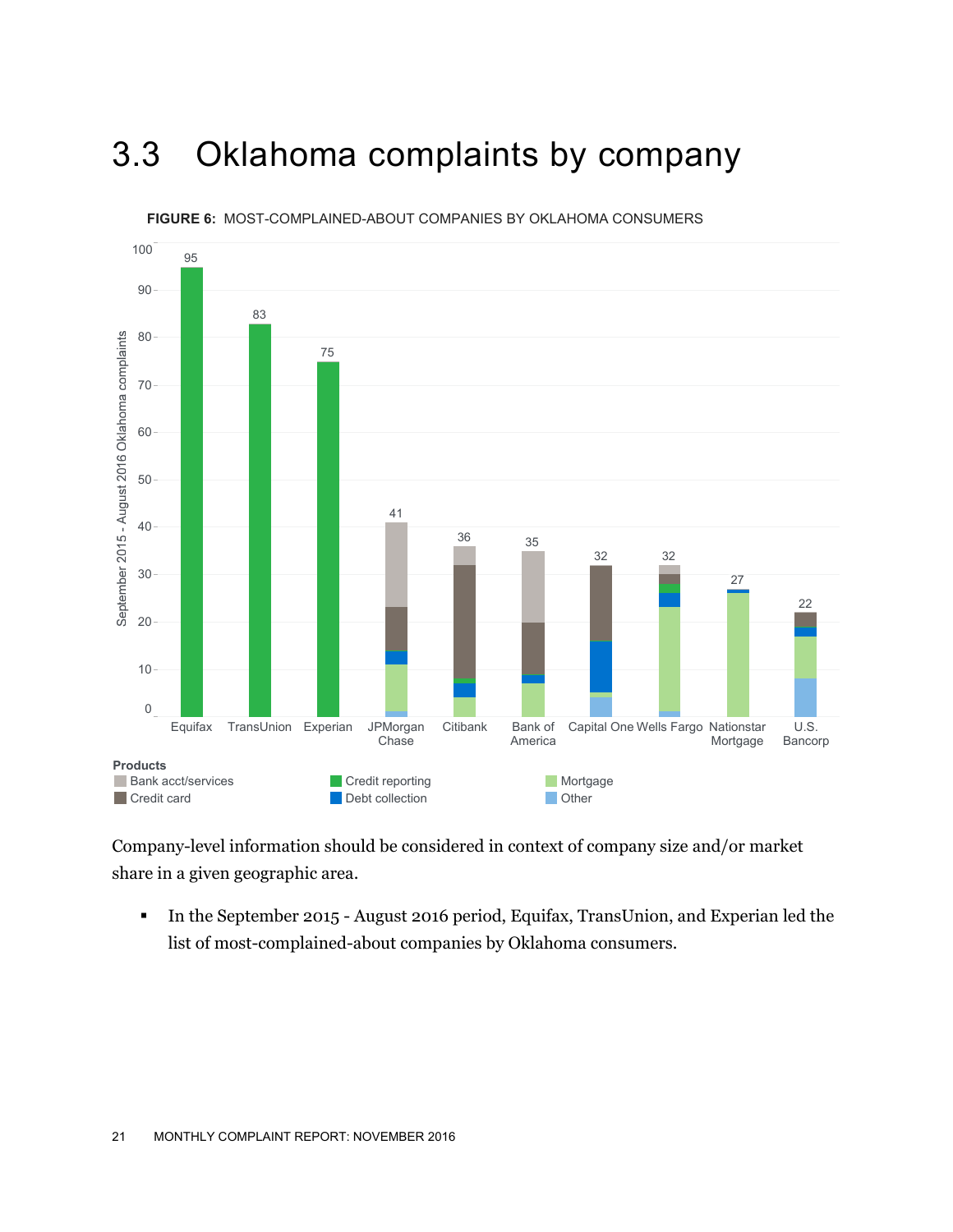# 3.3 Oklahoma complaints by company

**FIGURE 6:** MOST-COMPLAINED-ABOUT COMPANIES BY OKLAHOMA CONSUMERS

Company-level information should be considered in context of company size and/or market share in a given geographic area.

- In the September 2015 - August 2016 period, Equifax, TransUnion, and Experian led the list of most-complained-about companies by Oklahoma consumers.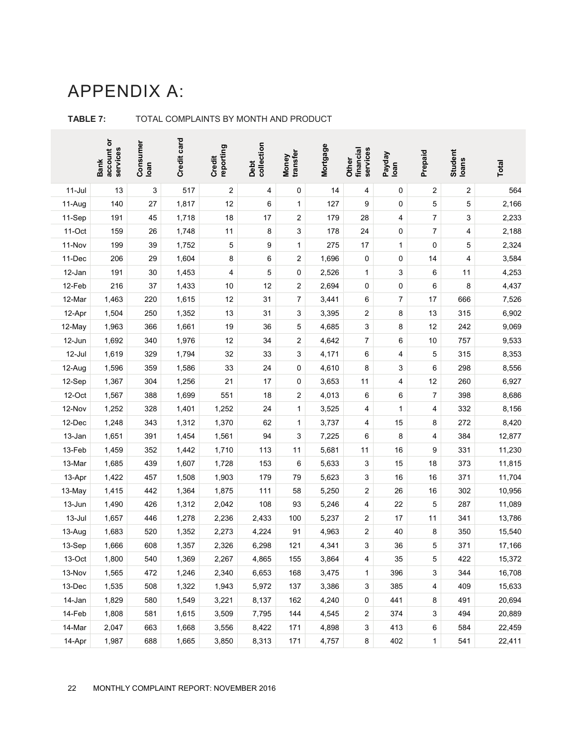# APPENDIX A:

**TABLE 7:** TOTAL COMPLAINTS BY MONTH AND PRODUCT

| | Bank account or services | Consumer loan | Credit card | Credit reporting | Debt collection | Money transfer | Mortgage | Other financial services | Payday loan | Prepaid | Student loans | Total |
|---|---|---|---|---|---|---|---|---|---|---|---|---|
| 11-Jul | 13 | 3 | 517 | 2 | 4 | 0 | 14 | 4 | 0 | 2 | 2 | 564 |
| 11-Aug | 140 | 27 | 1,817 | 12 | 6 | 1 | 127 | 9 | 0 | 5 | 5 | 2,166 |
| 11-Sep | 191 | 45 | 1,718 | 18 | 17 | 2 | 179 | 28 | 4 | 7 | 3 | 2,233 |
| 11-Oct | 159 | 26 | 1,748 | 11 | 8 | 3 | 178 | 24 | 0 | 7 | 4 | 2,188 |
| 11-Nov | 199 | 39 | 1,752 | 5 | 9 | 1 | 275 | 17 | 1 | 0 | 5 | 2,324 |
| 11-Dec | 206 | 29 | 1,604 | 8 | 6 | 2 | 1,696 | 0 | 0 | 14 | 4 | 3,584 |
| 12-Jan | 191 | 30 | 1,453 | 4 | 5 | 0 | 2,526 | 1 | 3 | 6 | 11 | 4,253 |
| 12-Feb | 216 | 37 | 1,433 | 10 | 12 | 2 | 2,694 | 0 | 0 | 6 | 8 | 4,437 |
| 12-Mar | 1,463 | 220 | 1,615 | 12 | 31 | 7 | 3,441 | 6 | 7 | 17 | 666 | 7,526 |
| 12-Apr | 1,504 | 250 | 1,352 | 13 | 31 | 3 | 3,395 | 2 | 8 | 13 | 315 | 6,902 |
| 12-May | 1,963 | 366 | 1,661 | 19 | 36 | 5 | 4,685 | 3 | 8 | 12 | 242 | 9,069 |
| 12-Jun | 1,692 | 340 | 1,976 | 12 | 34 | 2 | 4,642 | 7 | 6 | 10 | 757 | 9,533 |
| 12-Jul | 1,619 | 329 | 1,794 | 32 | 33 | 3 | 4,171 | 6 | 4 | 5 | 315 | 8,353 |
| 12-Aug | 1,596 | 359 | 1,586 | 33 | 24 | 0 | 4,610 | 8 | 3 | 6 | 298 | 8,556 |
| 12-Sep | 1,367 | 304 | 1,256 | 21 | 17 | 0 | 3,653 | 11 | 4 | 12 | 260 | 6,927 |
| 12-Oct | 1,567 | 388 | 1,699 | 551 | 18 | 2 | 4,013 | 6 | 6 | 7 | 398 | 8,686 |
| 12-Nov | 1,252 | 328 | 1,401 | 1,252 | 24 | 1 | 3,525 | 4 | 1 | 4 | 332 | 8,156 |
| 12-Dec | 1,248 | 343 | 1,312 | 1,370 | 62 | 1 | 3,737 | 4 | 15 | 8 | 272 | 8,420 |
| 13-Jan | 1,651 | 391 | 1,454 | 1,561 | 94 | 3 | 7,225 | 6 | 8 | 4 | 384 | 12,877 |
| 13-Feb | 1,459 | 352 | 1,442 | 1,710 | 113 | 11 | 5,681 | 11 | 16 | 9 | 331 | 11,230 |
| 13-Mar | 1,685 | 439 | 1,607 | 1,728 | 153 | 6 | 5,633 | 3 | 15 | 18 | 373 | 11,815 |
| 13-Apr | 1,422 | 457 | 1,508 | 1,903 | 179 | 79 | 5,623 | 3 | 16 | 16 | 371 | 11,704 |
| 13-May | 1,415 | 442 | 1,364 | 1,875 | 111 | 58 | 5,250 | 2 | 26 | 16 | 302 | 10,956 |
| 13-Jun | 1,490 | 426 | 1,312 | 2,042 | 108 | 93 | 5,246 | 4 | 22 | 5 | 287 | 11,089 |
| 13-Jul | 1,657 | 446 | 1,278 | 2,236 | 2,433 | 100 | 5,237 | 2 | 17 | 11 | 341 | 13,786 |
| 13-Aug | 1,683 | 520 | 1,352 | 2,273 | 4,224 | 91 | 4,963 | 2 | 40 | 8 | 350 | 15,540 |
| 13-Sep | 1,666 | 608 | 1,357 | 2,326 | 6,298 | 121 | 4,341 | 3 | 36 | 5 | 371 | 17,166 |
| 13-Oct | 1,800 | 540 | 1,369 | 2,267 | 4,865 | 155 | 3,864 | 4 | 35 | 5 | 422 | 15,372 |
| 13-Nov | 1,565 | 472 | 1,246 | 2,340 | 6,653 | 168 | 3,475 | 1 | 396 | 3 | 344 | 16,708 |
| 13-Dec | 1,535 | 508 | 1,322 | 1,943 | 5,972 | 137 | 3,386 | 3 | 385 | 4 | 409 | 15,633 |
| 14-Jan | 1,829 | 580 | 1,549 | 3,221 | 8,137 | 162 | 4,240 | 0 | 441 | 8 | 491 | 20,694 |
| 14-Feb | 1,808 | 581 | 1,615 | 3,509 | 7,795 | 144 | 4,545 | 2 | 374 | 3 | 494 | 20,889 |
| 14-Mar | 2,047 | 663 | 1,668 | 3,556 | 8,422 | 171 | 4,898 | 3 | 413 | 6 | 584 | 22,459 |
| 14-Apr | 1,987 | 688 | 1,665 | 3,850 | 8,313 | 171 | 4,757 | 8 | 402 | 1 | 541 | 22,411 |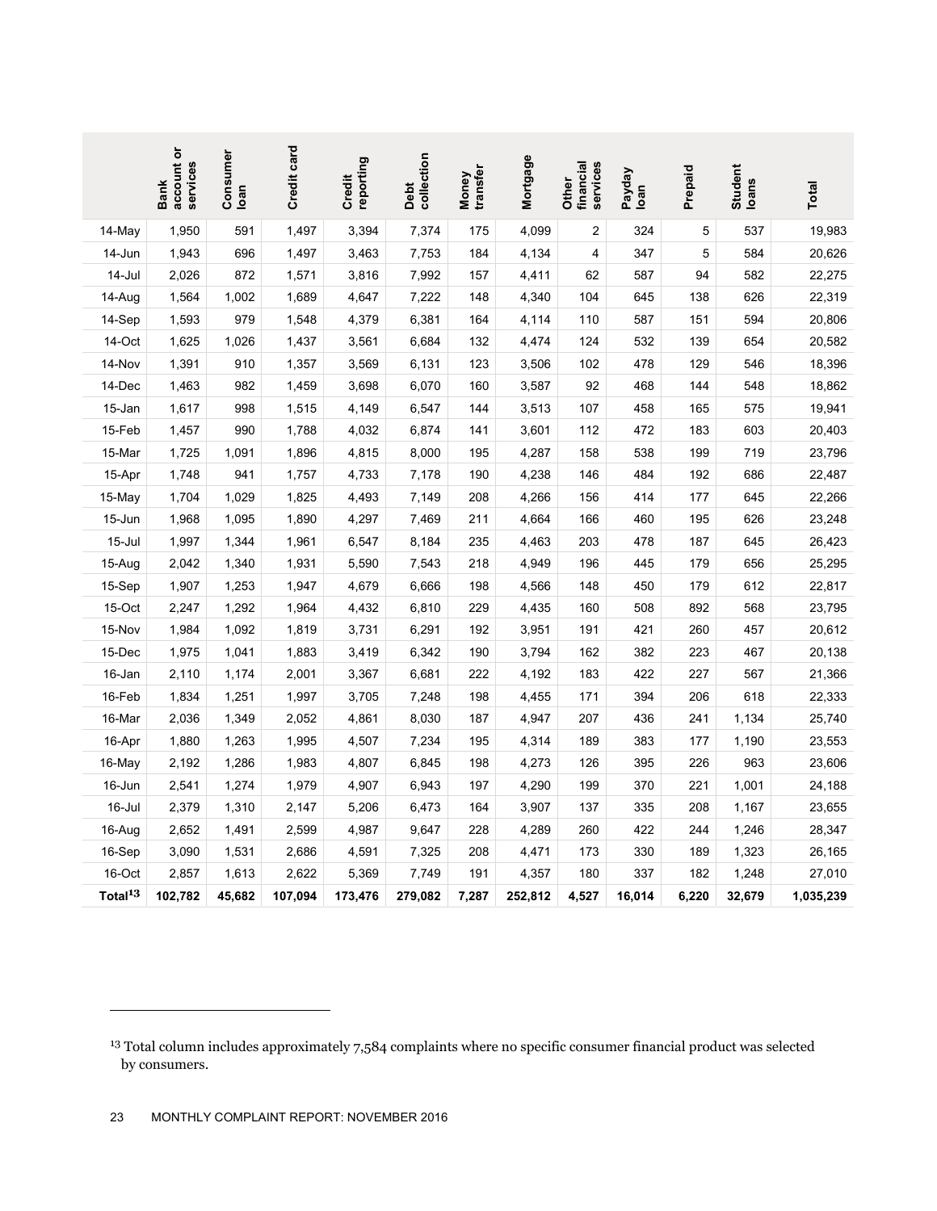|  | Bank account or services | Consumer loan | Credit card | Credit reporting | Debt collection | Money transfer | Mortgage | Other financial services | Payday loan | Prepaid | Student loans | Total |
|---|---|---|---|---|---|---|---|---|---|---|---|---|
| 14-May | 1,950 | 591 | 1,497 | 3,394 | 7,374 | 175 | 4,099 | 2 | 324 | 5 | 537 | 19,983 |
| 14-Jun | 1,943 | 696 | 1,497 | 3,463 | 7,753 | 184 | 4,134 | 4 | 347 | 5 | 584 | 20,626 |
| 14-Jul | 2,026 | 872 | 1,571 | 3,816 | 7,992 | 157 | 4,411 | 62 | 587 | 94 | 582 | 22,275 |
| 14-Aug | 1,564 | 1,002 | 1,689 | 4,647 | 7,222 | 148 | 4,340 | 104 | 645 | 138 | 626 | 22,319 |
| 14-Sep | 1,593 | 979 | 1,548 | 4,379 | 6,381 | 164 | 4,114 | 110 | 587 | 151 | 594 | 20,806 |
| 14-Oct | 1,625 | 1,026 | 1,437 | 3,561 | 6,684 | 132 | 4,474 | 124 | 532 | 139 | 654 | 20,582 |
| 14-Nov | 1,391 | 910 | 1,357 | 3,569 | 6,131 | 123 | 3,506 | 102 | 478 | 129 | 546 | 18,396 |
| 14-Dec | 1,463 | 982 | 1,459 | 3,698 | 6,070 | 160 | 3,587 | 92 | 468 | 144 | 548 | 18,862 |
| 15-Jan | 1,617 | 998 | 1,515 | 4,149 | 6,547 | 144 | 3,513 | 107 | 458 | 165 | 575 | 19,941 |
| 15-Feb | 1,457 | 990 | 1,788 | 4,032 | 6,874 | 141 | 3,601 | 112 | 472 | 183 | 603 | 20,403 |
| 15-Mar | 1,725 | 1,091 | 1,896 | 4,815 | 8,000 | 195 | 4,287 | 158 | 538 | 199 | 719 | 23,796 |
| 15-Apr | 1,748 | 941 | 1,757 | 4,733 | 7,178 | 190 | 4,238 | 146 | 484 | 192 | 686 | 22,487 |
| 15-May | 1,704 | 1,029 | 1,825 | 4,493 | 7,149 | 208 | 4,266 | 156 | 414 | 177 | 645 | 22,266 |
| 15-Jun | 1,968 | 1,095 | 1,890 | 4,297 | 7,469 | 211 | 4,664 | 166 | 460 | 195 | 626 | 23,248 |
| 15-Jul | 1,997 | 1,344 | 1,961 | 6,547 | 8,184 | 235 | 4,463 | 203 | 478 | 187 | 645 | 26,423 |
| 15-Aug | 2,042 | 1,340 | 1,931 | 5,590 | 7,543 | 218 | 4,949 | 196 | 445 | 179 | 656 | 25,295 |
| 15-Sep | 1,907 | 1,253 | 1,947 | 4,679 | 6,666 | 198 | 4,566 | 148 | 450 | 179 | 612 | 22,817 |
| 15-Oct | 2,247 | 1,292 | 1,964 | 4,432 | 6,810 | 229 | 4,435 | 160 | 508 | 892 | 568 | 23,795 |
| 15-Nov | 1,984 | 1,092 | 1,819 | 3,731 | 6,291 | 192 | 3,951 | 191 | 421 | 260 | 457 | 20,612 |
| 15-Dec | 1,975 | 1,041 | 1,883 | 3,419 | 6,342 | 190 | 3,794 | 162 | 382 | 223 | 467 | 20,138 |
| 16-Jan | 2,110 | 1,174 | 2,001 | 3,367 | 6,681 | 222 | 4,192 | 183 | 422 | 227 | 567 | 21,366 |
| 16-Feb | 1,834 | 1,251 | 1,997 | 3,705 | 7,248 | 198 | 4,455 | 171 | 394 | 206 | 618 | 22,333 |
| 16-Mar | 2,036 | 1,349 | 2,052 | 4,861 | 8,030 | 187 | 4,947 | 207 | 436 | 241 | 1,134 | 25,740 |
| 16-Apr | 1,880 | 1,263 | 1,995 | 4,507 | 7,234 | 195 | 4,314 | 189 | 383 | 177 | 1,190 | 23,553 |
| 16-May | 2,192 | 1,286 | 1,983 | 4,807 | 6,845 | 198 | 4,273 | 126 | 395 | 226 | 963 | 23,606 |
| 16-Jun | 2,541 | 1,274 | 1,979 | 4,907 | 6,943 | 197 | 4,290 | 199 | 370 | 221 | 1,001 | 24,188 |
| 16-Jul | 2,379 | 1,310 | 2,147 | 5,206 | 6,473 | 164 | 3,907 | 137 | 335 | 208 | 1,167 | 23,655 |
| 16-Aug | 2,652 | 1,491 | 2,599 | 4,987 | 9,647 | 228 | 4,289 | 260 | 422 | 244 | 1,246 | 28,347 |
| 16-Sep | 3,090 | 1,531 | 2,686 | 4,591 | 7,325 | 208 | 4,471 | 173 | 330 | 189 | 1,323 | 26,165 |
| 16-Oct | 2,857 | 1,613 | 2,622 | 5,369 | 7,749 | 191 | 4,357 | 180 | 337 | 182 | 1,248 | 27,010 |
| **Total[13]** | **102,782** | **45,682** | **107,094** | **173,476** | **279,082** | **7,287** | **252,812** | **4,527** | **16,014** | **6,220** | **32,679** | **1,035,239** |

[13] Total column includes approximately 7,584 complaints where no specific consumer financial product was selected by consumers.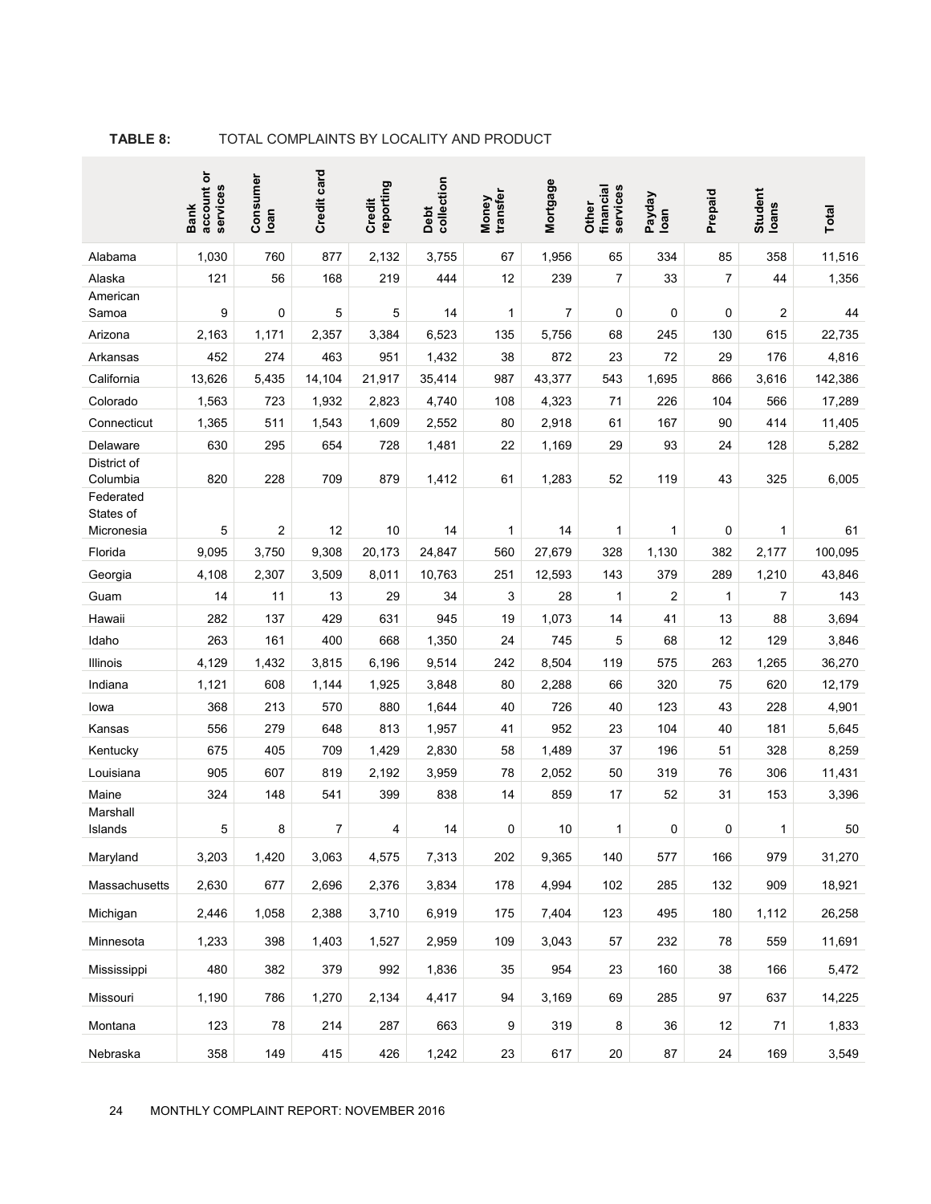**TABLE 8:** TOTAL COMPLAINTS BY LOCALITY AND PRODUCT

| | Bank account or services | Consumer loan | Credit card | Credit reporting | Debt collection | Money transfer | Mortgage | Other financial services | Payday loan | Prepaid | Student loans | Total |
|---|---|---|---|---|---|---|---|---|---|---|---|---|
| Alabama | 1,030 | 760 | 877 | 2,132 | 3,755 | 67 | 1,956 | 65 | 334 | 85 | 358 | 11,516 |
| Alaska | 121 | 56 | 168 | 219 | 444 | 12 | 239 | 7 | 33 | 7 | 44 | 1,356 |
| American Samoa | 9 | 0 | 5 | 5 | 14 | 1 | 7 | 0 | 0 | 0 | 2 | 44 |
| Arizona | 2,163 | 1,171 | 2,357 | 3,384 | 6,523 | 135 | 5,756 | 68 | 245 | 130 | 615 | 22,735 |
| Arkansas | 452 | 274 | 463 | 951 | 1,432 | 38 | 872 | 23 | 72 | 29 | 176 | 4,816 |
| California | 13,626 | 5,435 | 14,104 | 21,917 | 35,414 | 987 | 43,377 | 543 | 1,695 | 866 | 3,616 | 142,386 |
| Colorado | 1,563 | 723 | 1,932 | 2,823 | 4,740 | 108 | 4,323 | 71 | 226 | 104 | 566 | 17,289 |
| Connecticut | 1,365 | 511 | 1,543 | 1,609 | 2,552 | 80 | 2,918 | 61 | 167 | 90 | 414 | 11,405 |
| Delaware | 630 | 295 | 654 | 728 | 1,481 | 22 | 1,169 | 29 | 93 | 24 | 128 | 5,282 |
| District of Columbia | 820 | 228 | 709 | 879 | 1,412 | 61 | 1,283 | 52 | 119 | 43 | 325 | 6,005 |
| Federated States of Micronesia | 5 | 2 | 12 | 10 | 14 | 1 | 14 | 1 | 1 | 0 | 1 | 61 |
| Florida | 9,095 | 3,750 | 9,308 | 20,173 | 24,847 | 560 | 27,679 | 328 | 1,130 | 382 | 2,177 | 100,095 |
| Georgia | 4,108 | 2,307 | 3,509 | 8,011 | 10,763 | 251 | 12,593 | 143 | 379 | 289 | 1,210 | 43,846 |
| Guam | 14 | 11 | 13 | 29 | 34 | 3 | 28 | 1 | 2 | 1 | 7 | 143 |
| Hawaii | 282 | 137 | 429 | 631 | 945 | 19 | 1,073 | 14 | 41 | 13 | 88 | 3,694 |
| Idaho | 263 | 161 | 400 | 668 | 1,350 | 24 | 745 | 5 | 68 | 12 | 129 | 3,846 |
| Illinois | 4,129 | 1,432 | 3,815 | 6,196 | 9,514 | 242 | 8,504 | 119 | 575 | 263 | 1,265 | 36,270 |
| Indiana | 1,121 | 608 | 1,144 | 1,925 | 3,848 | 80 | 2,288 | 66 | 320 | 75 | 620 | 12,179 |
| Iowa | 368 | 213 | 570 | 880 | 1,644 | 40 | 726 | 40 | 123 | 43 | 228 | 4,901 |
| Kansas | 556 | 279 | 648 | 813 | 1,957 | 41 | 952 | 23 | 104 | 40 | 181 | 5,645 |
| Kentucky | 675 | 405 | 709 | 1,429 | 2,830 | 58 | 1,489 | 37 | 196 | 51 | 328 | 8,259 |
| Louisiana | 905 | 607 | 819 | 2,192 | 3,959 | 78 | 2,052 | 50 | 319 | 76 | 306 | 11,431 |
| Maine | 324 | 148 | 541 | 399 | 838 | 14 | 859 | 17 | 52 | 31 | 153 | 3,396 |
| Marshall Islands | 5 | 8 | 7 | 4 | 14 | 0 | 10 | 1 | 0 | 0 | 1 | 50 |
| Maryland | 3,203 | 1,420 | 3,063 | 4,575 | 7,313 | 202 | 9,365 | 140 | 577 | 166 | 979 | 31,270 |
| Massachusetts | 2,630 | 677 | 2,696 | 2,376 | 3,834 | 178 | 4,994 | 102 | 285 | 132 | 909 | 18,921 |
| Michigan | 2,446 | 1,058 | 2,388 | 3,710 | 6,919 | 175 | 7,404 | 123 | 495 | 180 | 1,112 | 26,258 |
| Minnesota | 1,233 | 398 | 1,403 | 1,527 | 2,959 | 109 | 3,043 | 57 | 232 | 78 | 559 | 11,691 |
| Mississippi | 480 | 382 | 379 | 992 | 1,836 | 35 | 954 | 23 | 160 | 38 | 166 | 5,472 |
| Missouri | 1,190 | 786 | 1,270 | 2,134 | 4,417 | 94 | 3,169 | 69 | 285 | 97 | 637 | 14,225 |
| Montana | 123 | 78 | 214 | 287 | 663 | 9 | 319 | 8 | 36 | 12 | 71 | 1,833 |
| Nebraska | 358 | 149 | 415 | 426 | 1,242 | 23 | 617 | 20 | 87 | 24 | 169 | 3,549 |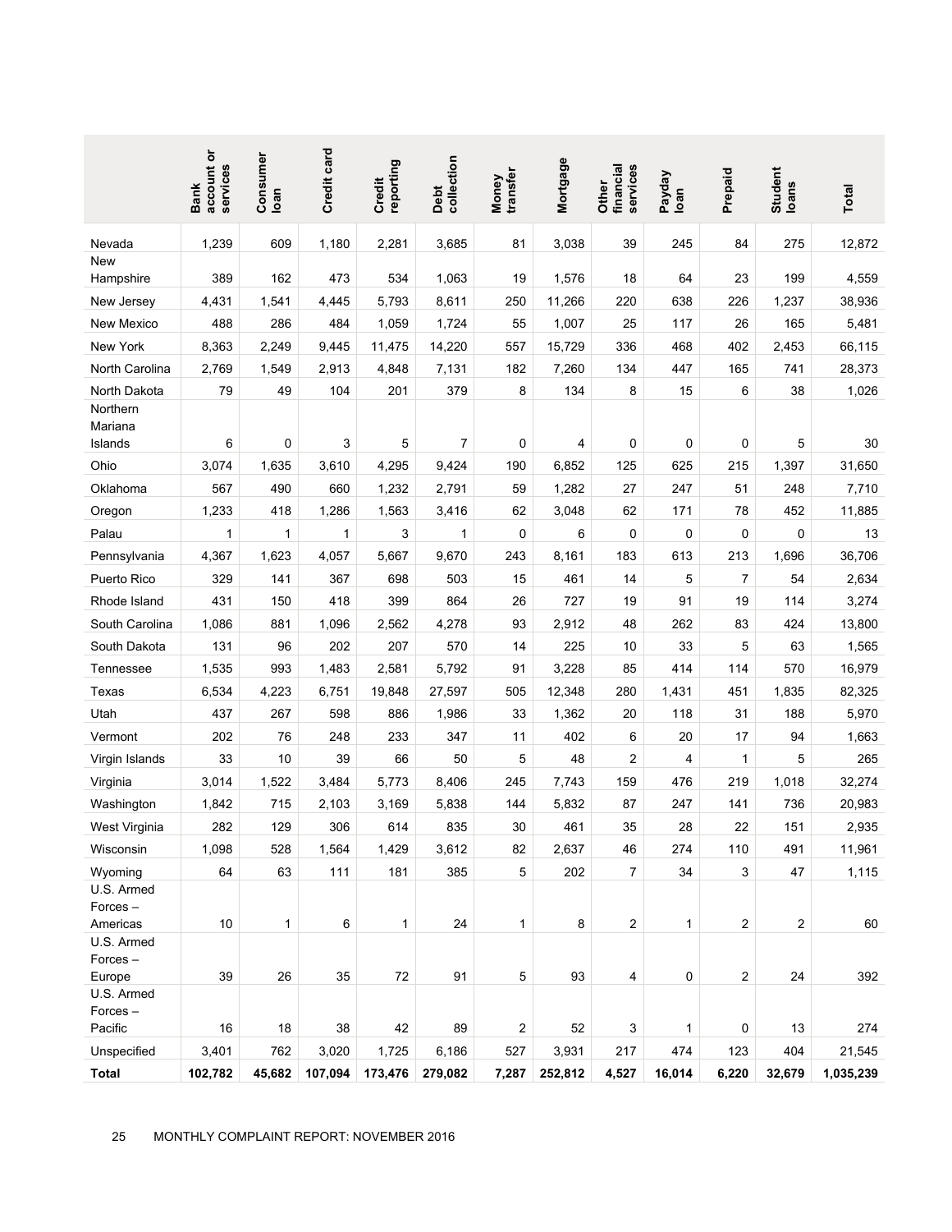| | Bank account or services | Consumer loan | Credit card | Credit reporting | Debt collection | Money transfer | Mortgage | Other financial services | Payday loan | Prepaid | Student loans | Total |
|---|---|---|---|---|---|---|---|---|---|---|---|---|
| Nevada | 1,239 | 609 | 1,180 | 2,281 | 3,685 | 81 | 3,038 | 39 | 245 | 84 | 275 | 12,872 |
| New Hampshire | 389 | 162 | 473 | 534 | 1,063 | 19 | 1,576 | 18 | 64 | 23 | 199 | 4,559 |
| New Jersey | 4,431 | 1,541 | 4,445 | 5,793 | 8,611 | 250 | 11,266 | 220 | 638 | 226 | 1,237 | 38,936 |
| New Mexico | 488 | 286 | 484 | 1,059 | 1,724 | 55 | 1,007 | 25 | 117 | 26 | 165 | 5,481 |
| New York | 8,363 | 2,249 | 9,445 | 11,475 | 14,220 | 557 | 15,729 | 336 | 468 | 402 | 2,453 | 66,115 |
| North Carolina | 2,769 | 1,549 | 2,913 | 4,848 | 7,131 | 182 | 7,260 | 134 | 447 | 165 | 741 | 28,373 |
| North Dakota | 79 | 49 | 104 | 201 | 379 | 8 | 134 | 8 | 15 | 6 | 38 | 1,026 |
| Northern Mariana Islands | 6 | 0 | 3 | 5 | 7 | 0 | 4 | 0 | 0 | 0 | 5 | 30 |
| Ohio | 3,074 | 1,635 | 3,610 | 4,295 | 9,424 | 190 | 6,852 | 125 | 625 | 215 | 1,397 | 31,650 |
| Oklahoma | 567 | 490 | 660 | 1,232 | 2,791 | 59 | 1,282 | 27 | 247 | 51 | 248 | 7,710 |
| Oregon | 1,233 | 418 | 1,286 | 1,563 | 3,416 | 62 | 3,048 | 62 | 171 | 78 | 452 | 11,885 |
| Palau | 1 | 1 | 1 | 3 | 1 | 0 | 6 | 0 | 0 | 0 | 0 | 13 |
| Pennsylvania | 4,367 | 1,623 | 4,057 | 5,667 | 9,670 | 243 | 8,161 | 183 | 613 | 213 | 1,696 | 36,706 |
| Puerto Rico | 329 | 141 | 367 | 698 | 503 | 15 | 461 | 14 | 5 | 7 | 54 | 2,634 |
| Rhode Island | 431 | 150 | 418 | 399 | 864 | 26 | 727 | 19 | 91 | 19 | 114 | 3,274 |
| South Carolina | 1,086 | 881 | 1,096 | 2,562 | 4,278 | 93 | 2,912 | 48 | 262 | 83 | 424 | 13,800 |
| South Dakota | 131 | 96 | 202 | 207 | 570 | 14 | 225 | 10 | 33 | 5 | 63 | 1,565 |
| Tennessee | 1,535 | 993 | 1,483 | 2,581 | 5,792 | 91 | 3,228 | 85 | 414 | 114 | 570 | 16,979 |
| Texas | 6,534 | 4,223 | 6,751 | 19,848 | 27,597 | 505 | 12,348 | 280 | 1,431 | 451 | 1,835 | 82,325 |
| Utah | 437 | 267 | 598 | 886 | 1,986 | 33 | 1,362 | 20 | 118 | 31 | 188 | 5,970 |
| Vermont | 202 | 76 | 248 | 233 | 347 | 11 | 402 | 6 | 20 | 17 | 94 | 1,663 |
| Virgin Islands | 33 | 10 | 39 | 66 | 50 | 5 | 48 | 2 | 4 | 1 | 5 | 265 |
| Virginia | 3,014 | 1,522 | 3,484 | 5,773 | 8,406 | 245 | 7,743 | 159 | 476 | 219 | 1,018 | 32,274 |
| Washington | 1,842 | 715 | 2,103 | 3,169 | 5,838 | 144 | 5,832 | 87 | 247 | 141 | 736 | 20,983 |
| West Virginia | 282 | 129 | 306 | 614 | 835 | 30 | 461 | 35 | 28 | 22 | 151 | 2,935 |
| Wisconsin | 1,098 | 528 | 1,564 | 1,429 | 3,612 | 82 | 2,637 | 46 | 274 | 110 | 491 | 11,961 |
| Wyoming | 64 | 63 | 111 | 181 | 385 | 5 | 202 | 7 | 34 | 3 | 47 | 1,115 |
| U.S. Armed Forces – Americas | 10 | 1 | 6 | 1 | 24 | 1 | 8 | 2 | 1 | 2 | 2 | 60 |
| U.S. Armed Forces – Europe | 39 | 26 | 35 | 72 | 91 | 5 | 93 | 4 | 0 | 2 | 24 | 392 |
| U.S. Armed Forces – Pacific | 16 | 18 | 38 | 42 | 89 | 2 | 52 | 3 | 1 | 0 | 13 | 274 |
| Unspecified | 3,401 | 762 | 3,020 | 1,725 | 6,186 | 527 | 3,931 | 217 | 474 | 123 | 404 | 21,545 |
| **Total** | **102,782** | **45,682** | **107,094** | **173,476** | **279,082** | **7,287** | **252,812** | **4,527** | **16,014** | **6,220** | **32,679** | **1,035,239** |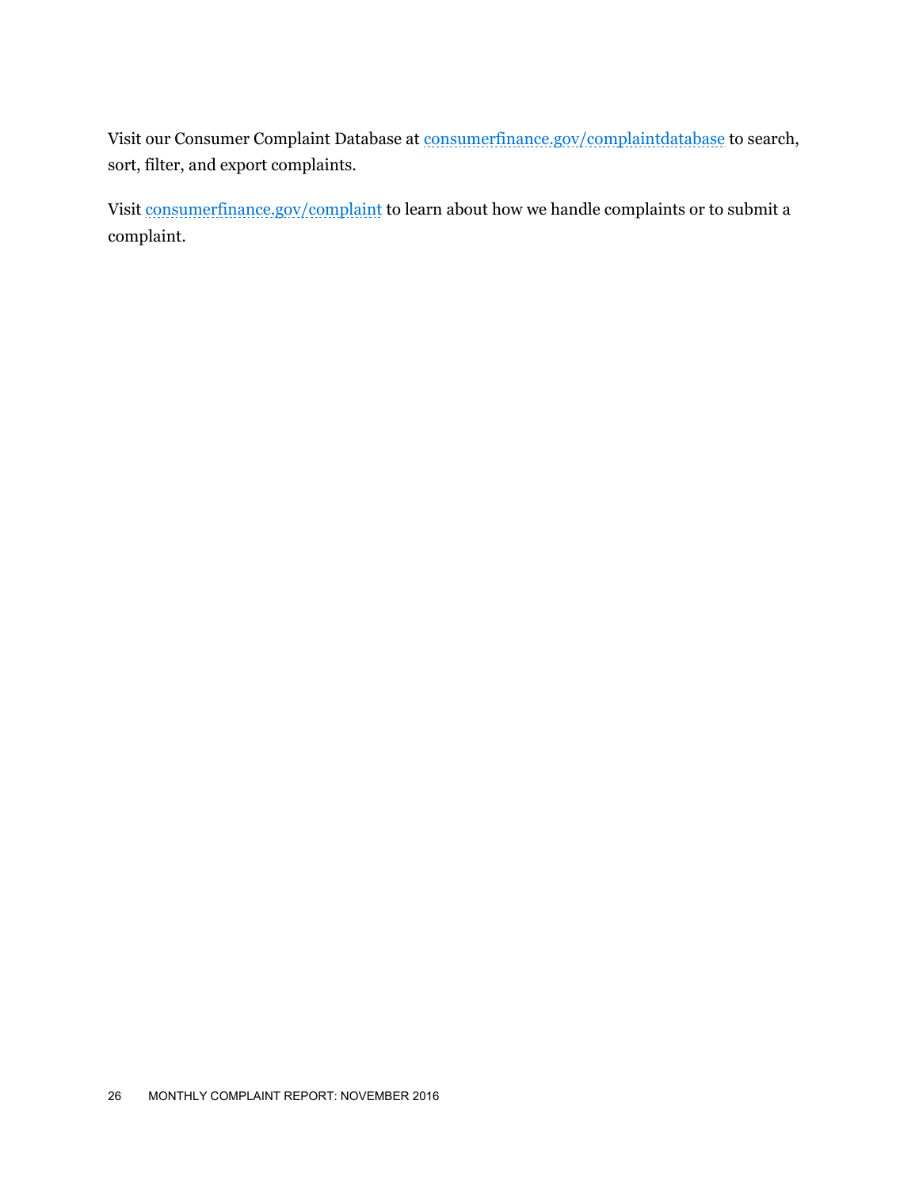Visit our Consumer Complaint Database at consumerfinance.gov/complaintdatabase to search, sort, filter, and export complaints.

Visit consumerfinance.gov/complaint to learn about how we handle complaints or to submit a complaint.